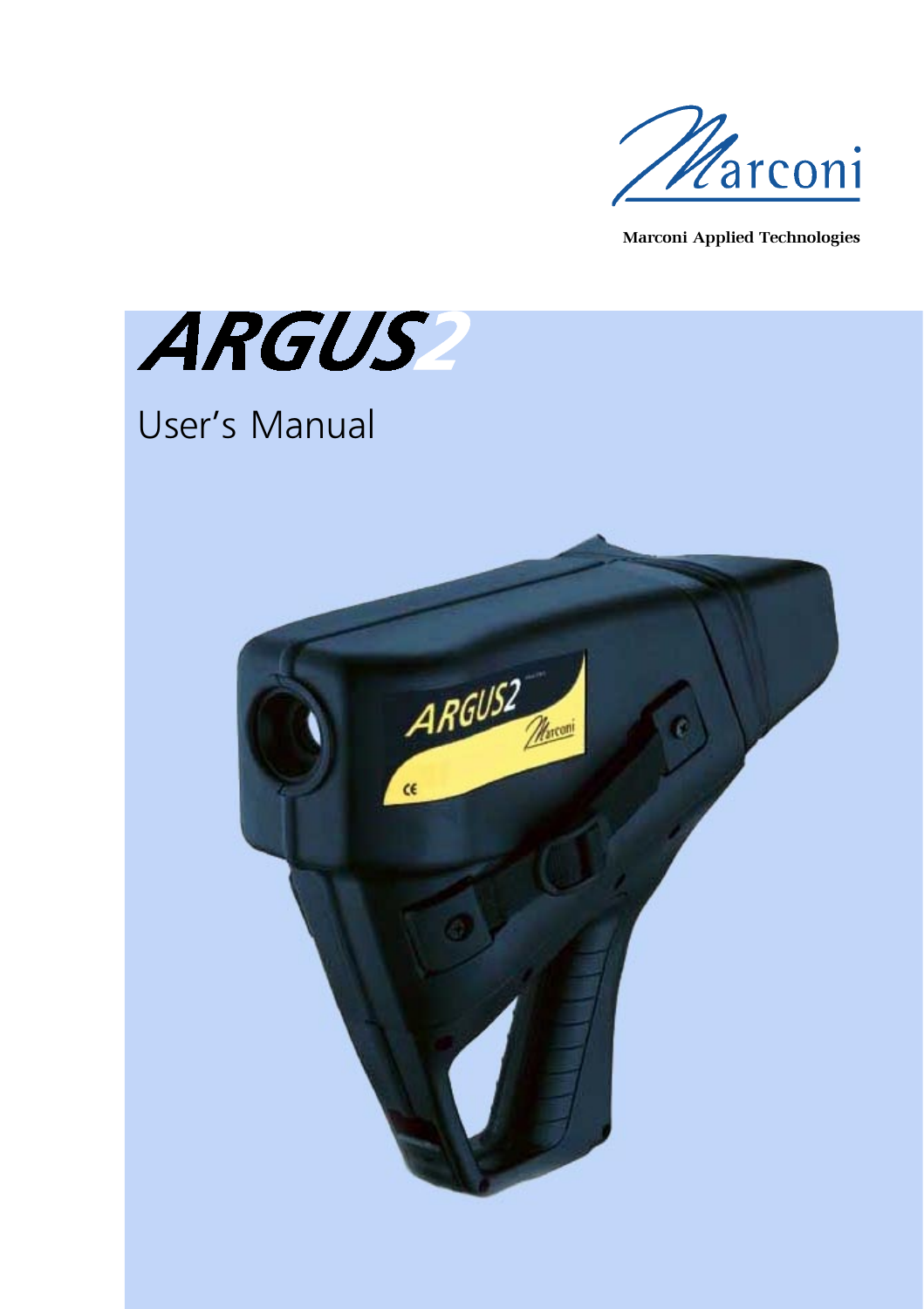Marconi

Marconi Applied Technologies

# ARGUS2

## User's Manual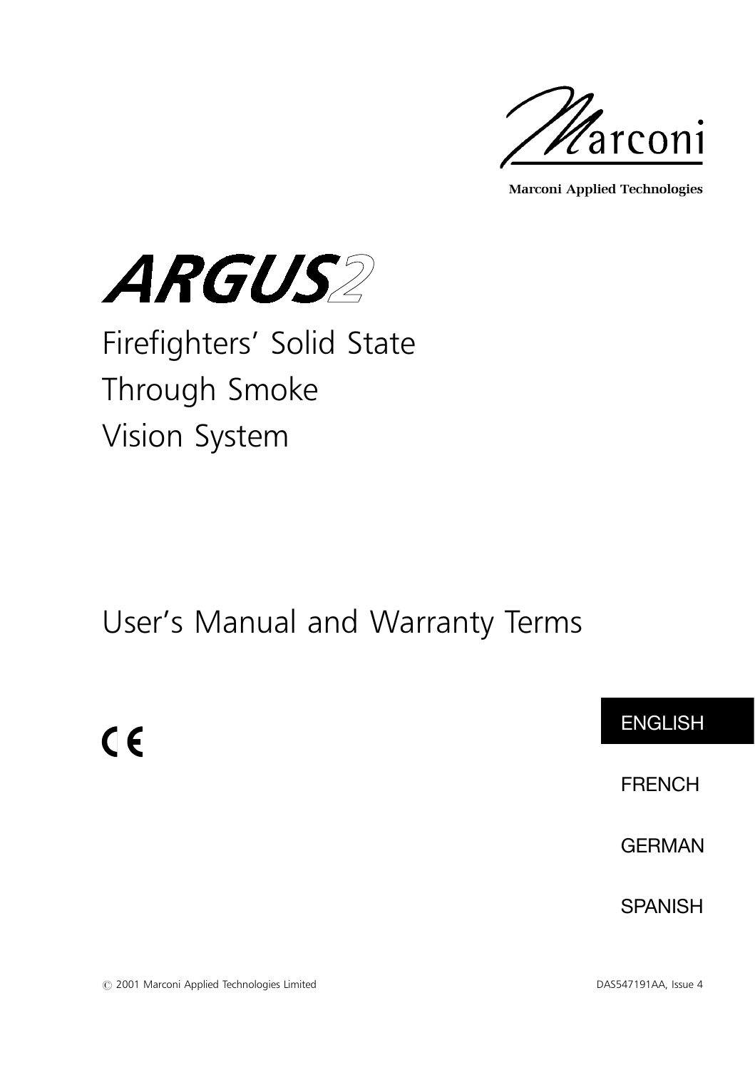Marconi

**Marconi Applied Technologies**

# ARGUS2

## Firefighters' Solid State Through Smoke Vision System

## User's Manual and Warranty Terms

CE

ENGLISH

FRENCH

GERMAN

SPANISH

© 2001 Marconi Applied Technologies Limited

DAS547191AA, Issue 4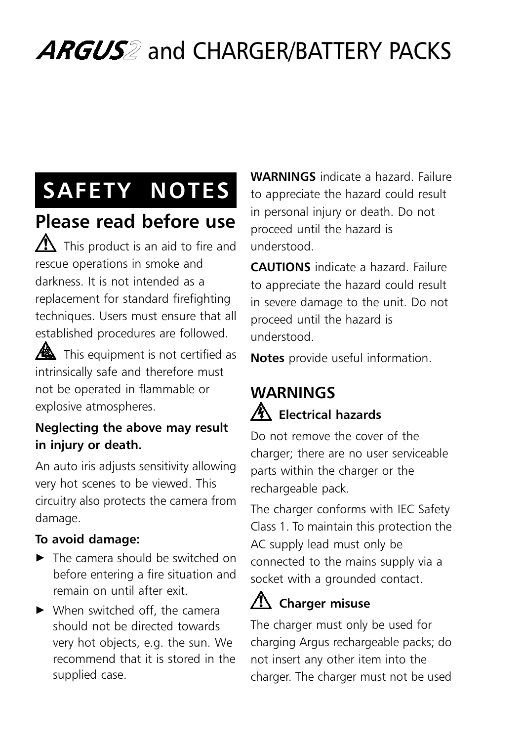# ARGUS2 and CHARGER/BATTERY PACKS

## SAFETY NOTES

## Please read before use

⚠ This product is an aid to fire and rescue operations in smoke and darkness. It is not intended as a replacement for standard firefighting techniques. Users must ensure that all established procedures are followed.

This equipment is not certified as intrinsically safe and therefore must not be operated in flammable or explosive atmospheres.

**Neglecting the above may result in injury or death.**

An auto iris adjusts sensitivity allowing very hot scenes to be viewed. This circuitry also protects the camera from damage.

**To avoid damage:**

- The camera should be switched on before entering a fire situation and remain on until after exit.
- When switched off, the camera should not be directed towards very hot objects, e.g. the sun. We recommend that it is stored in the supplied case.

**WARNINGS** indicate a hazard. Failure to appreciate the hazard could result in personal injury or death. Do not proceed until the hazard is understood.

**CAUTIONS** indicate a hazard. Failure to appreciate the hazard could result in severe damage to the unit. Do not proceed until the hazard is understood.

**Notes** provide useful information.

## WARNINGS

### Electrical hazards

Do not remove the cover of the charger; there are no user serviceable parts within the charger or the rechargeable pack.

The charger conforms with IEC Safety Class 1. To maintain this protection the AC supply lead must only be connected to the mains supply via a socket with a grounded contact.

### ⚠ Charger misuse

The charger must only be used for charging Argus rechargeable packs; do not insert any other item into the charger. The charger must not be used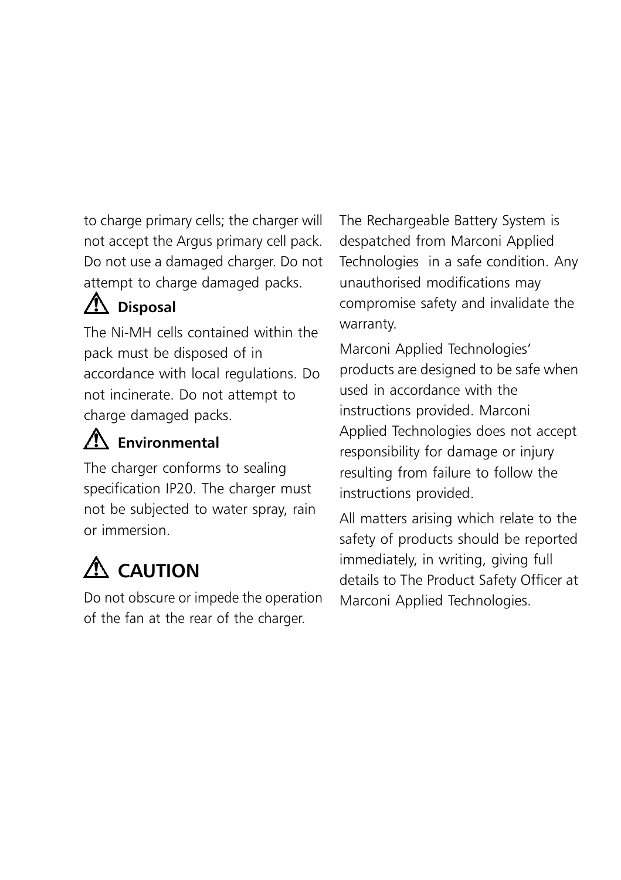to charge primary cells; the charger will not accept the Argus primary cell pack. Do not use a damaged charger. Do not attempt to charge damaged packs.

### ⚠ Disposal

The Ni-MH cells contained within the pack must be disposed of in accordance with local regulations. Do not incinerate. Do not attempt to charge damaged packs.

### ⚠ Environmental

The charger conforms to sealing specification IP20. The charger must not be subjected to water spray, rain or immersion.

## ⚠ CAUTION

Do not obscure or impede the operation of the fan at the rear of the charger.

The Rechargeable Battery System is despatched from Marconi Applied Technologies in a safe condition. Any unauthorised modifications may compromise safety and invalidate the warranty.

Marconi Applied Technologies' products are designed to be safe when used in accordance with the instructions provided. Marconi Applied Technologies does not accept responsibility for damage or injury resulting from failure to follow the instructions provided.

All matters arising which relate to the safety of products should be reported immediately, in writing, giving full details to The Product Safety Officer at Marconi Applied Technologies.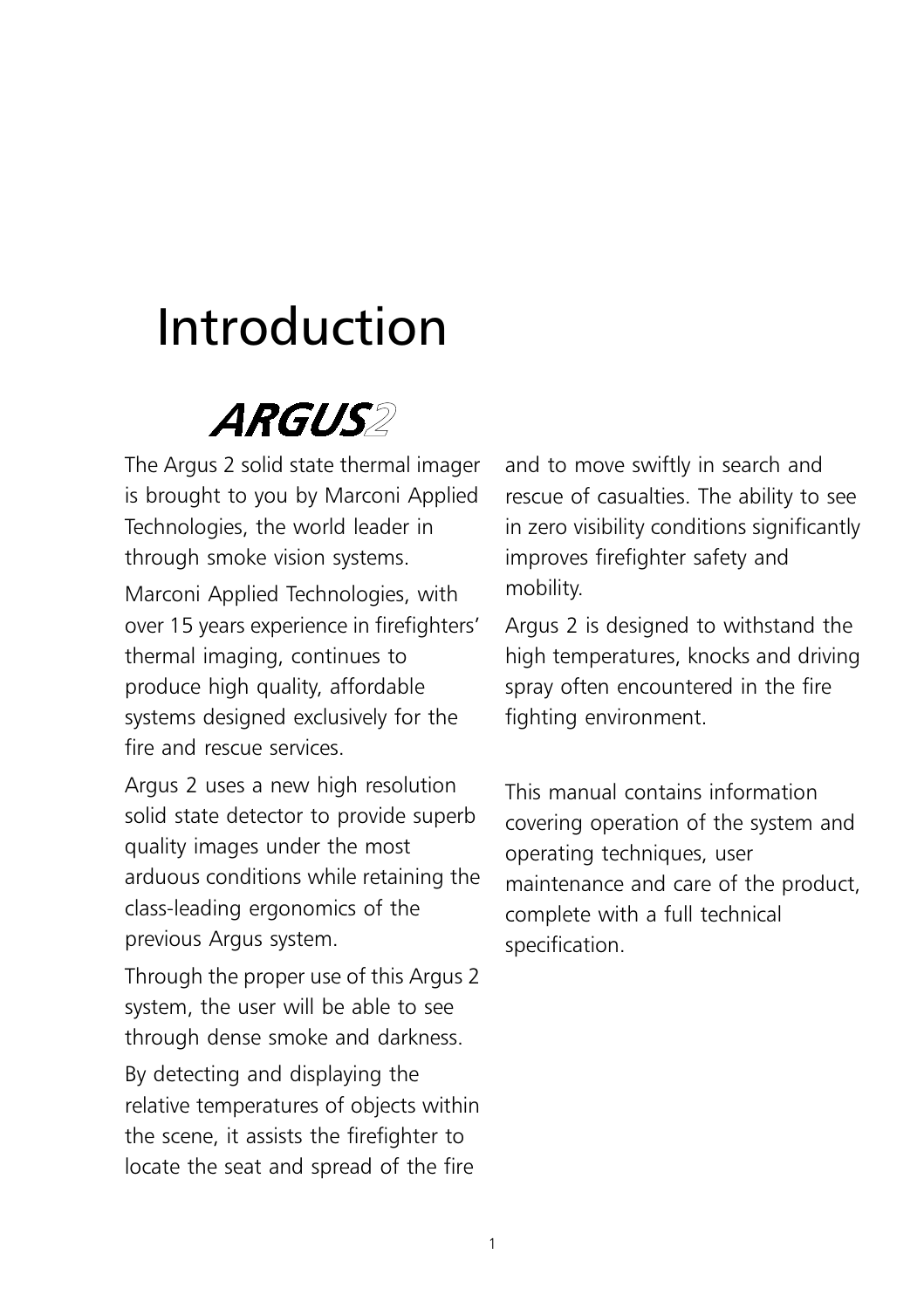# Introduction

## ARGUS2

The Argus 2 solid state thermal imager is brought to you by Marconi Applied Technologies, the world leader in through smoke vision systems.

Marconi Applied Technologies, with over 15 years experience in firefighters' thermal imaging, continues to produce high quality, affordable systems designed exclusively for the fire and rescue services.

Argus 2 uses a new high resolution solid state detector to provide superb quality images under the most arduous conditions while retaining the class-leading ergonomics of the previous Argus system.

Through the proper use of this Argus 2 system, the user will be able to see through dense smoke and darkness.

By detecting and displaying the relative temperatures of objects within the scene, it assists the firefighter to locate the seat and spread of the fire and to move swiftly in search and rescue of casualties. The ability to see in zero visibility conditions significantly improves firefighter safety and mobility.

Argus 2 is designed to withstand the high temperatures, knocks and driving spray often encountered in the fire fighting environment.

This manual contains information covering operation of the system and operating techniques, user maintenance and care of the product, complete with a full technical specification.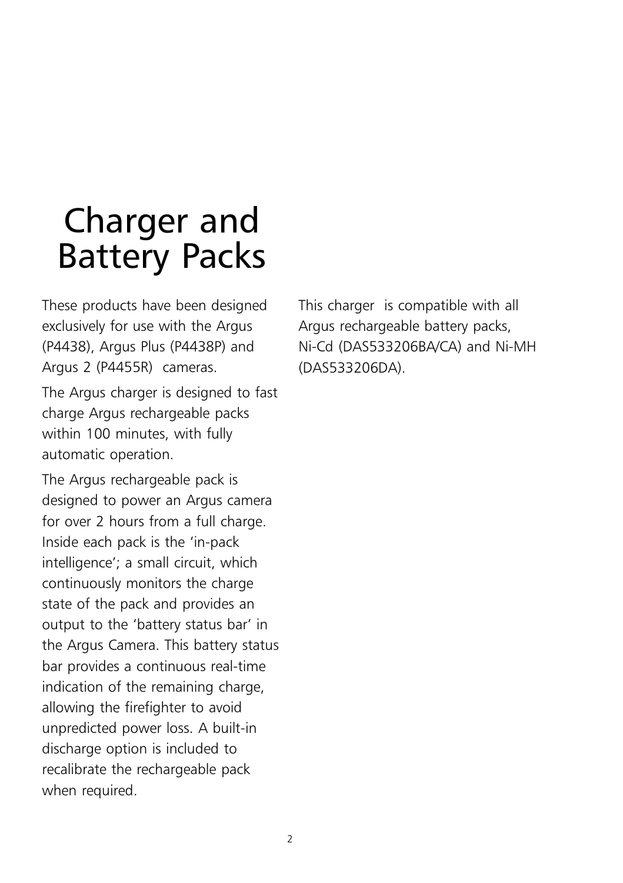# Charger and Battery Packs

These products have been designed exclusively for use with the Argus (P4438), Argus Plus (P4438P) and Argus 2 (P4455R) cameras.

The Argus charger is designed to fast charge Argus rechargeable packs within 100 minutes, with fully automatic operation.

The Argus rechargeable pack is designed to power an Argus camera for over 2 hours from a full charge. Inside each pack is the 'in-pack intelligence'; a small circuit, which continuously monitors the charge state of the pack and provides an output to the 'battery status bar' in the Argus Camera. This battery status bar provides a continuous real-time indication of the remaining charge, allowing the firefighter to avoid unpredicted power loss. A built-in discharge option is included to recalibrate the rechargeable pack when required.

This charger is compatible with all Argus rechargeable battery packs, Ni-Cd (DAS533206BA/CA) and Ni-MH (DAS533206DA).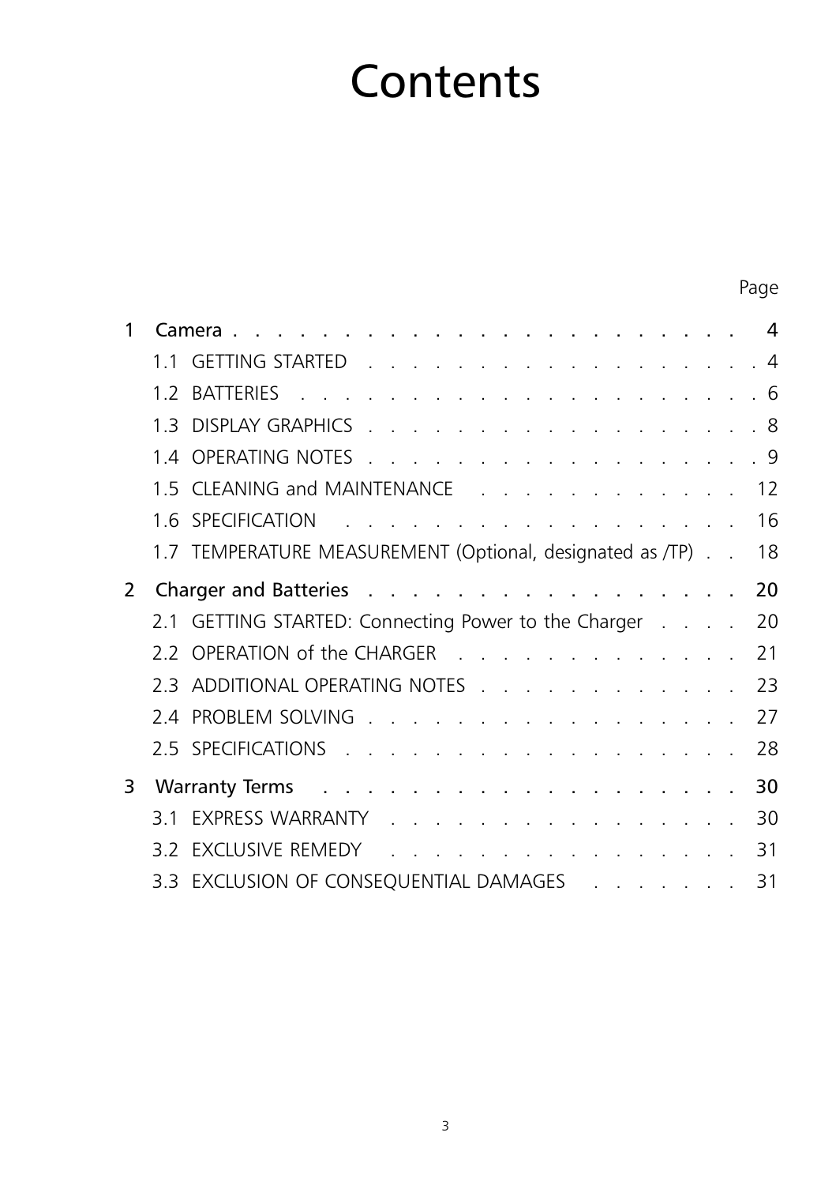# Contents

| | | Page |
|---|---|---|
| 1 | Camera | 4 |
| | 1.1 GETTING STARTED | 4 |
| | 1.2 BATTERIES | 6 |
| | 1.3 DISPLAY GRAPHICS | 8 |
| | 1.4 OPERATING NOTES | 9 |
| | 1.5 CLEANING and MAINTENANCE | 12 |
| | 1.6 SPECIFICATION | 16 |
| | 1.7 TEMPERATURE MEASUREMENT (Optional, designated as /TP) | 18 |
| 2 | Charger and Batteries | 20 |
| | 2.1 GETTING STARTED: Connecting Power to the Charger | 20 |
| | 2.2 OPERATION of the CHARGER | 21 |
| | 2.3 ADDITIONAL OPERATING NOTES | 23 |
| | 2.4 PROBLEM SOLVING | 27 |
| | 2.5 SPECIFICATIONS | 28 |
| 3 | Warranty Terms | 30 |
| | 3.1 EXPRESS WARRANTY | 30 |
| | 3.2 EXCLUSIVE REMEDY | 31 |
| | 3.3 EXCLUSION OF CONSEQUENTIAL DAMAGES | 31 |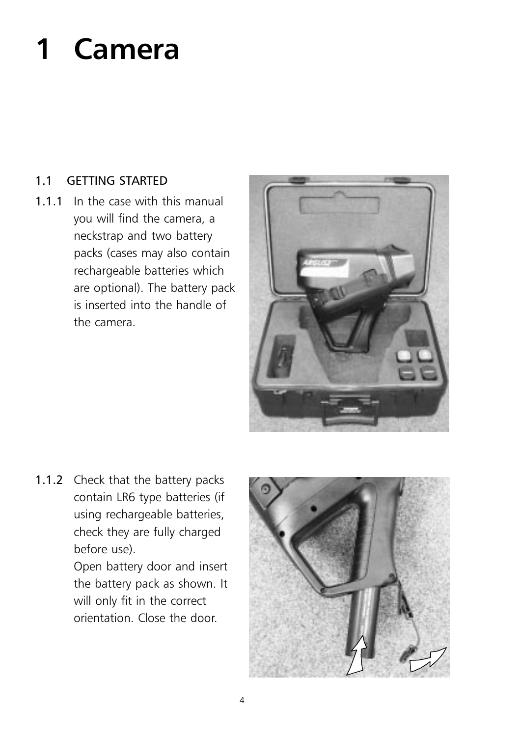# 1 Camera

## 1.1 GETTING STARTED

**1.1.1** In the case with this manual you will find the camera, a neckstrap and two battery packs (cases may also contain rechargeable batteries which are optional). The battery pack is inserted into the handle of the camera.

**1.1.2** Check that the battery packs contain LR6 type batteries (if using rechargeable batteries, check they are fully charged before use).
Open battery door and insert the battery pack as shown. It will only fit in the correct orientation. Close the door.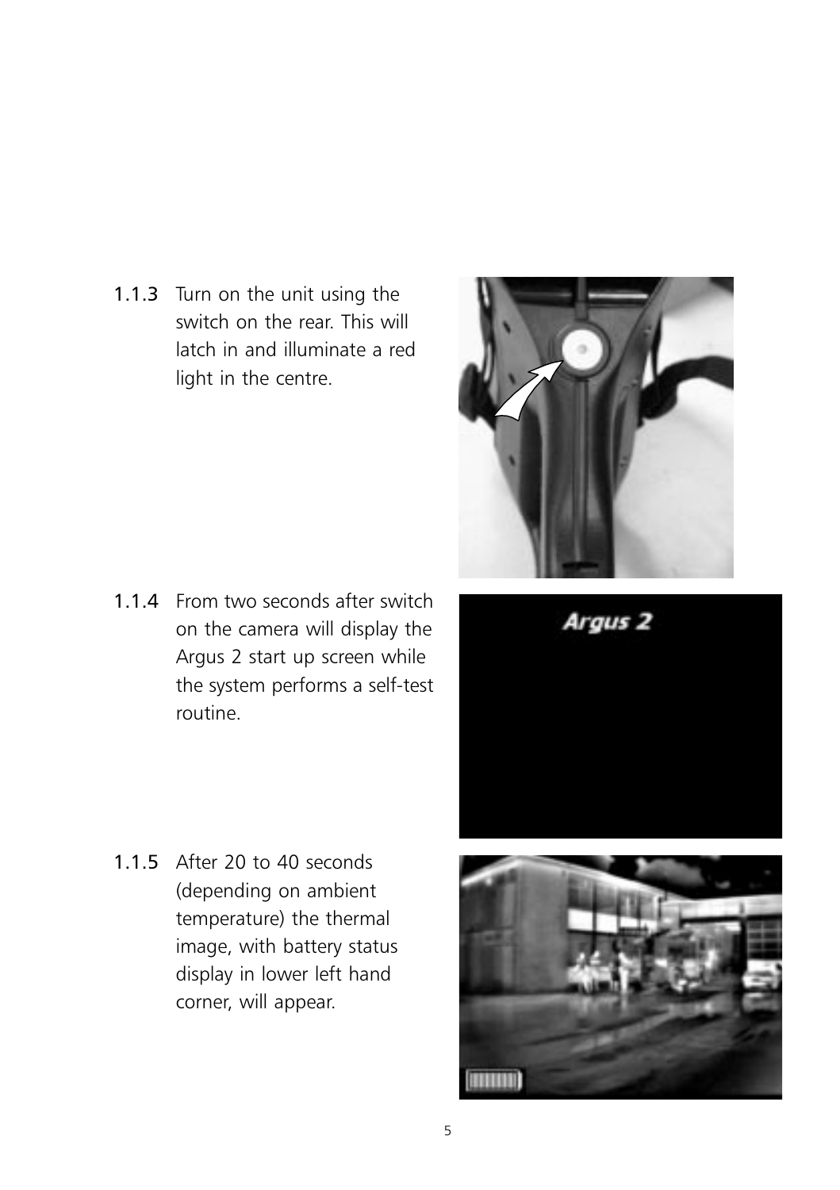1.1.3 Turn on the unit using the switch on the rear. This will latch in and illuminate a red light in the centre.

1.1.4 From two seconds after switch on the camera will display the Argus 2 start up screen while the system performs a self-test routine.

1.1.5 After 20 to 40 seconds (depending on ambient temperature) the thermal image, with battery status display in lower left hand corner, will appear.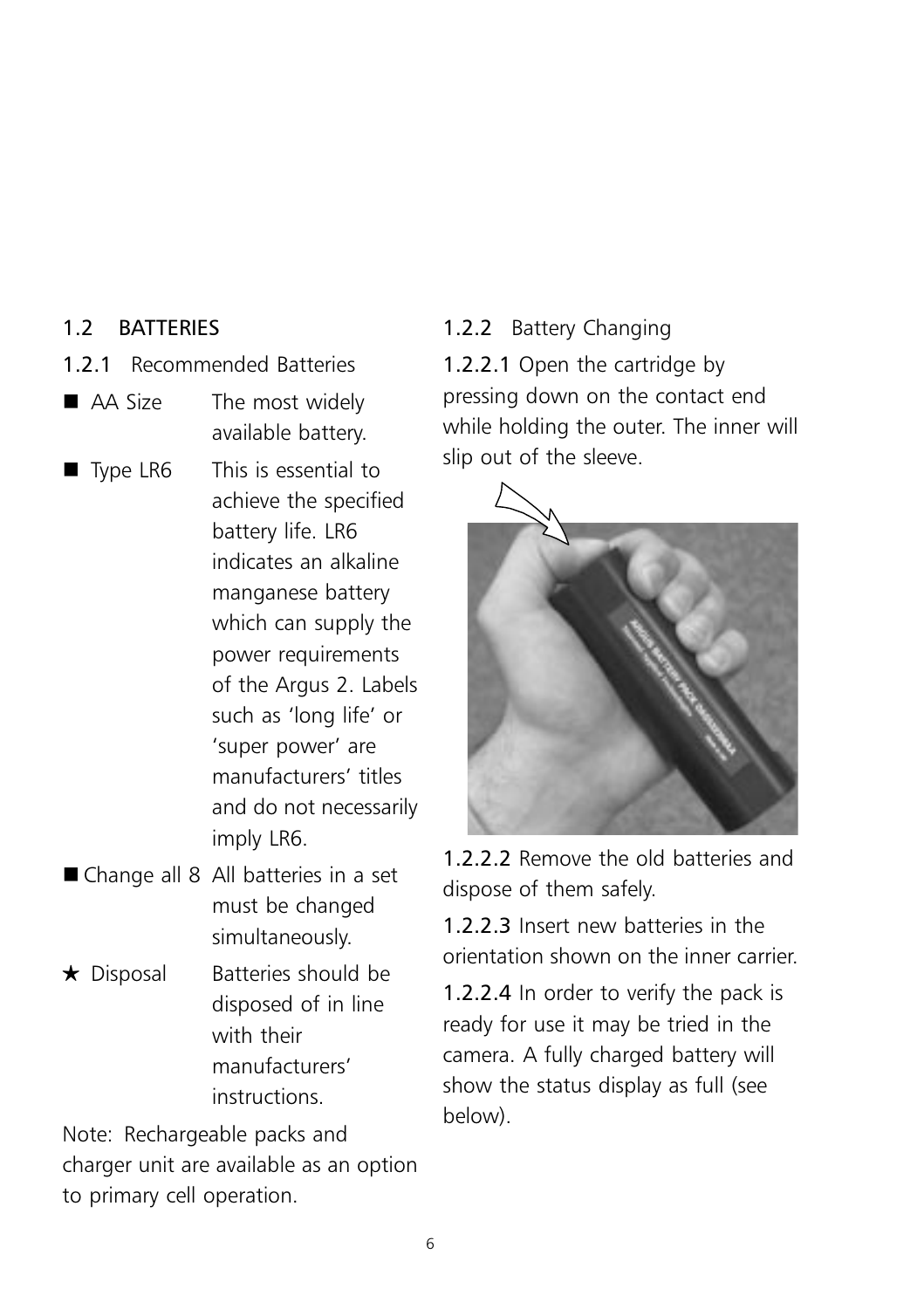## 1.2 BATTERIES

### 1.2.1 Recommended Batteries

- **AA Size** — The most widely available battery.
- **Type LR6** — This is essential to achieve the specified battery life. LR6 indicates an alkaline manganese battery which can supply the power requirements of the Argus 2. Labels such as 'long life' or 'super power' are manufacturers' titles and do not necessarily imply LR6.
- **Change all 8** — All batteries in a set must be changed simultaneously.

★ **Disposal** — Batteries should be disposed of in line with their manufacturers' instructions.

Note: Rechargeable packs and charger unit are available as an option to primary cell operation.

### 1.2.2 Battery Changing

1.2.2.1 Open the cartridge by pressing down on the contact end while holding the outer. The inner will slip out of the sleeve.

1.2.2.2 Remove the old batteries and dispose of them safely.

1.2.2.3 Insert new batteries in the orientation shown on the inner carrier.

1.2.2.4 In order to verify the pack is ready for use it may be tried in the camera. A fully charged battery will show the status display as full (see below).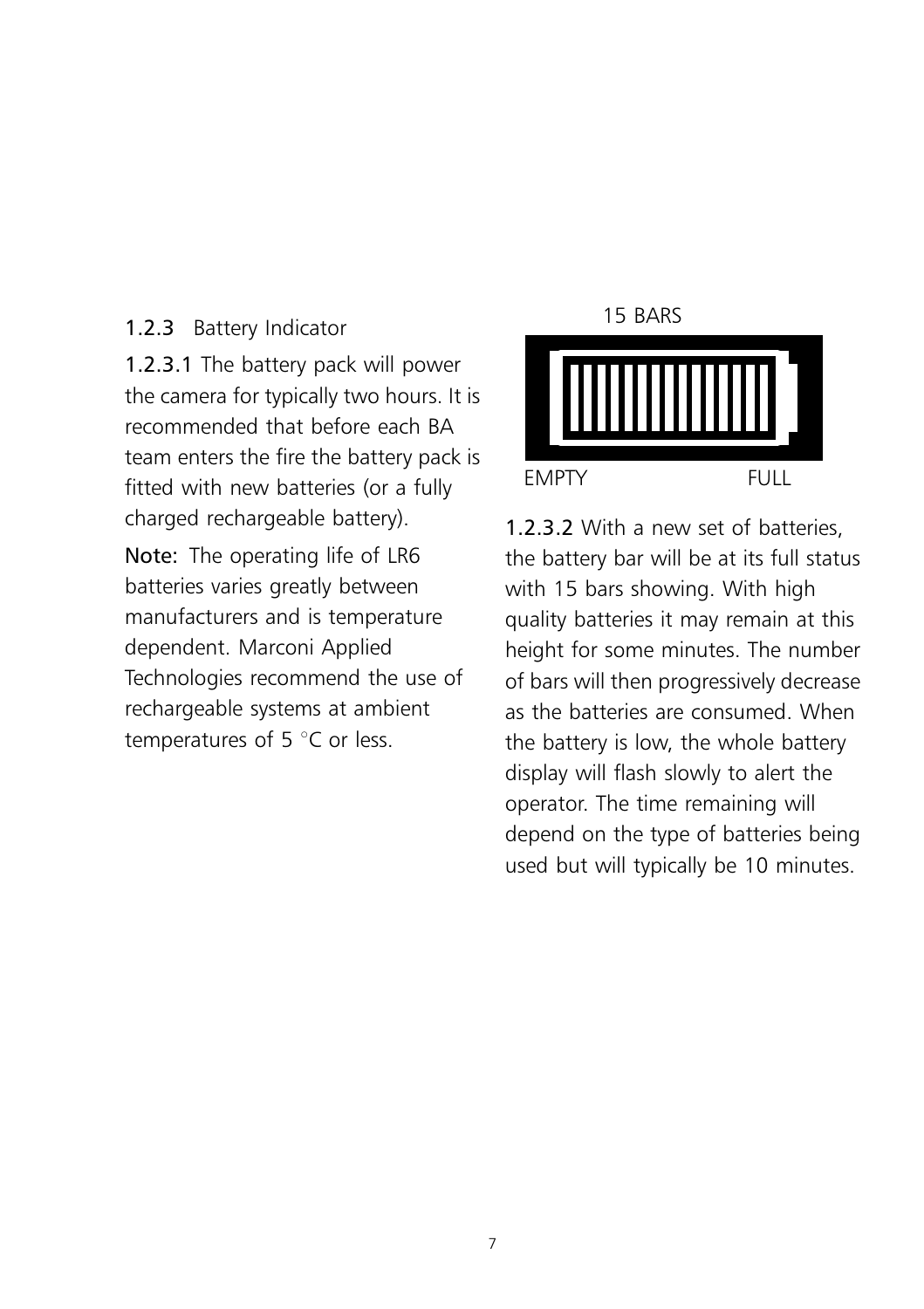### 1.2.3 Battery Indicator

**1.2.3.1** The battery pack will power the camera for typically two hours. It is recommended that before each BA team enters the fire the battery pack is fitted with new batteries (or a fully charged rechargeable battery).

**Note:** The operating life of LR6 batteries varies greatly between manufacturers and is temperature dependent. Marconi Applied Technologies recommend the use of rechargeable systems at ambient temperatures of 5 °C or less.

15 BARS

EMPTY FULL

**1.2.3.2** With a new set of batteries, the battery bar will be at its full status with 15 bars showing. With high quality batteries it may remain at this height for some minutes. The number of bars will then progressively decrease as the batteries are consumed. When the battery is low, the whole battery display will flash slowly to alert the operator. The time remaining will depend on the type of batteries being used but will typically be 10 minutes.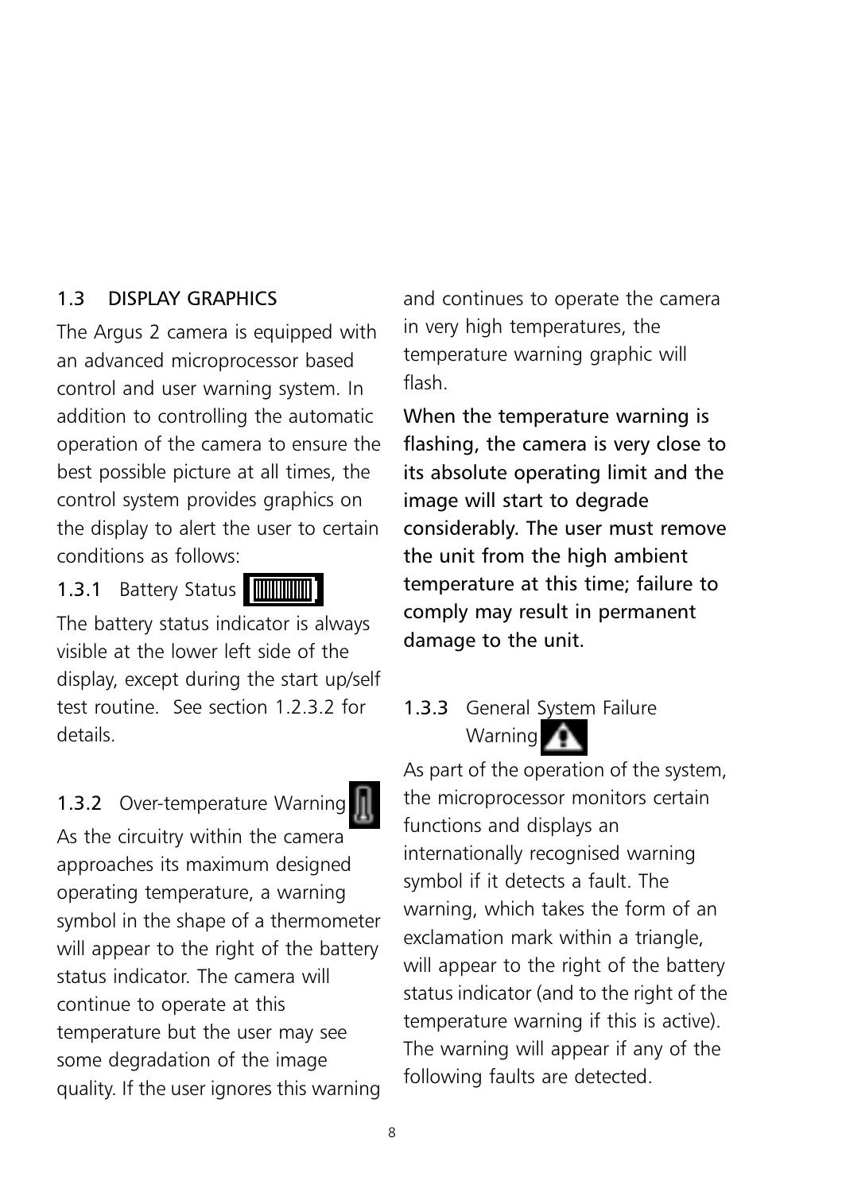## 1.3 DISPLAY GRAPHICS

The Argus 2 camera is equipped with an advanced microprocessor based control and user warning system. In addition to controlling the automatic operation of the camera to ensure the best possible picture at all times, the control system provides graphics on the display to alert the user to certain conditions as follows:

### 1.3.1 Battery Status

The battery status indicator is always visible at the lower left side of the display, except during the start up/self test routine. See section 1.2.3.2 for details.

### 1.3.2 Over-temperature Warning

As the circuitry within the camera approaches its maximum designed operating temperature, a warning symbol in the shape of a thermometer will appear to the right of the battery status indicator. The camera will continue to operate at this temperature but the user may see some degradation of the image quality. If the user ignores this warning and continues to operate the camera in very high temperatures, the temperature warning graphic will flash.

**When the temperature warning is flashing, the camera is very close to its absolute operating limit and the image will start to degrade considerably. The user must remove the unit from the high ambient temperature at this time; failure to comply may result in permanent damage to the unit.**

### 1.3.3 General System Failure Warning

As part of the operation of the system, the microprocessor monitors certain functions and displays an internationally recognised warning symbol if it detects a fault. The warning, which takes the form of an exclamation mark within a triangle, will appear to the right of the battery status indicator (and to the right of the temperature warning if this is active). The warning will appear if any of the following faults are detected.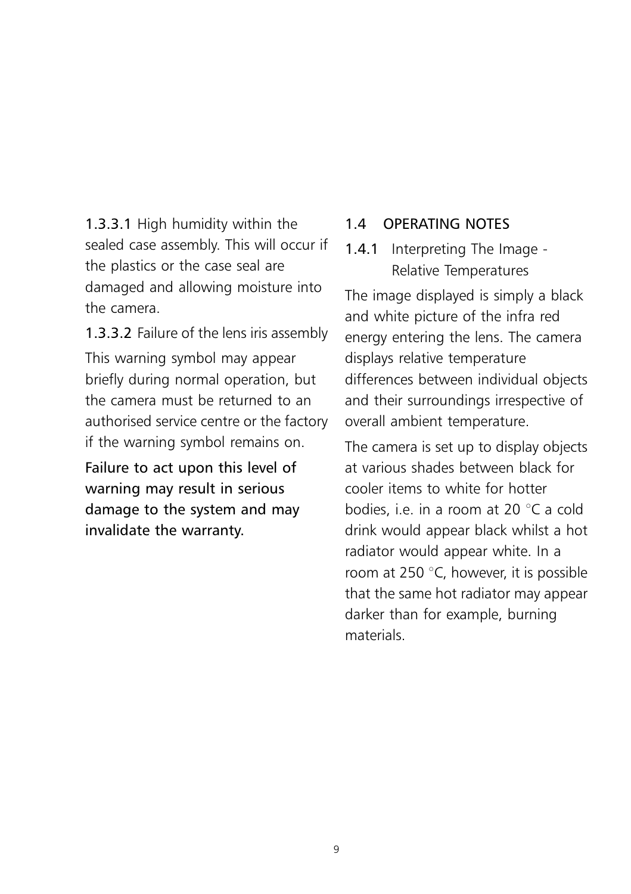1.3.3.1 High humidity within the sealed case assembly. This will occur if the plastics or the case seal are damaged and allowing moisture into the camera.

1.3.3.2 Failure of the lens iris assembly

This warning symbol may appear briefly during normal operation, but the camera must be returned to an authorised service centre or the factory if the warning symbol remains on.

Failure to act upon this level of warning may result in serious damage to the system and may invalidate the warranty.

## 1.4 OPERATING NOTES

### 1.4.1 Interpreting The Image - Relative Temperatures

The image displayed is simply a black and white picture of the infra red energy entering the lens. The camera displays relative temperature differences between individual objects and their surroundings irrespective of overall ambient temperature.

The camera is set up to display objects at various shades between black for cooler items to white for hotter bodies, i.e. in a room at 20 °C a cold drink would appear black whilst a hot radiator would appear white. In a room at 250 °C, however, it is possible that the same hot radiator may appear darker than for example, burning materials.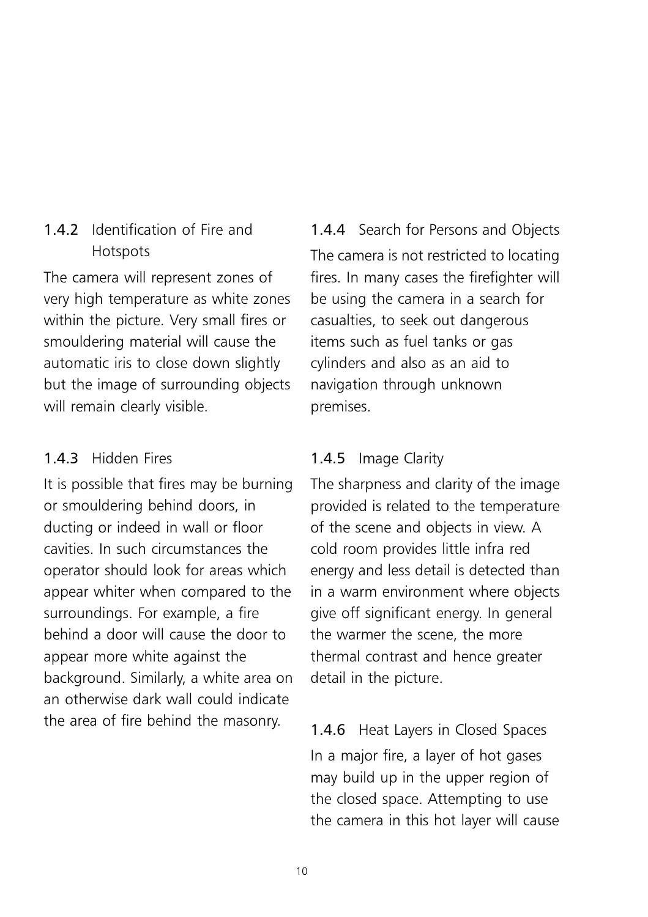### 1.4.2 Identification of Fire and Hotspots

The camera will represent zones of very high temperature as white zones within the picture. Very small fires or smouldering material will cause the automatic iris to close down slightly but the image of surrounding objects will remain clearly visible.

### 1.4.3 Hidden Fires

It is possible that fires may be burning or smouldering behind doors, in ducting or indeed in wall or floor cavities. In such circumstances the operator should look for areas which appear whiter when compared to the surroundings. For example, a fire behind a door will cause the door to appear more white against the background. Similarly, a white area on an otherwise dark wall could indicate the area of fire behind the masonry.

### 1.4.4 Search for Persons and Objects

The camera is not restricted to locating fires. In many cases the firefighter will be using the camera in a search for casualties, to seek out dangerous items such as fuel tanks or gas cylinders and also as an aid to navigation through unknown premises.

### 1.4.5 Image Clarity

The sharpness and clarity of the image provided is related to the temperature of the scene and objects in view. A cold room provides little infra red energy and less detail is detected than in a warm environment where objects give off significant energy. In general the warmer the scene, the more thermal contrast and hence greater detail in the picture.

### 1.4.6 Heat Layers in Closed Spaces

In a major fire, a layer of hot gases may build up in the upper region of the closed space. Attempting to use the camera in this hot layer will cause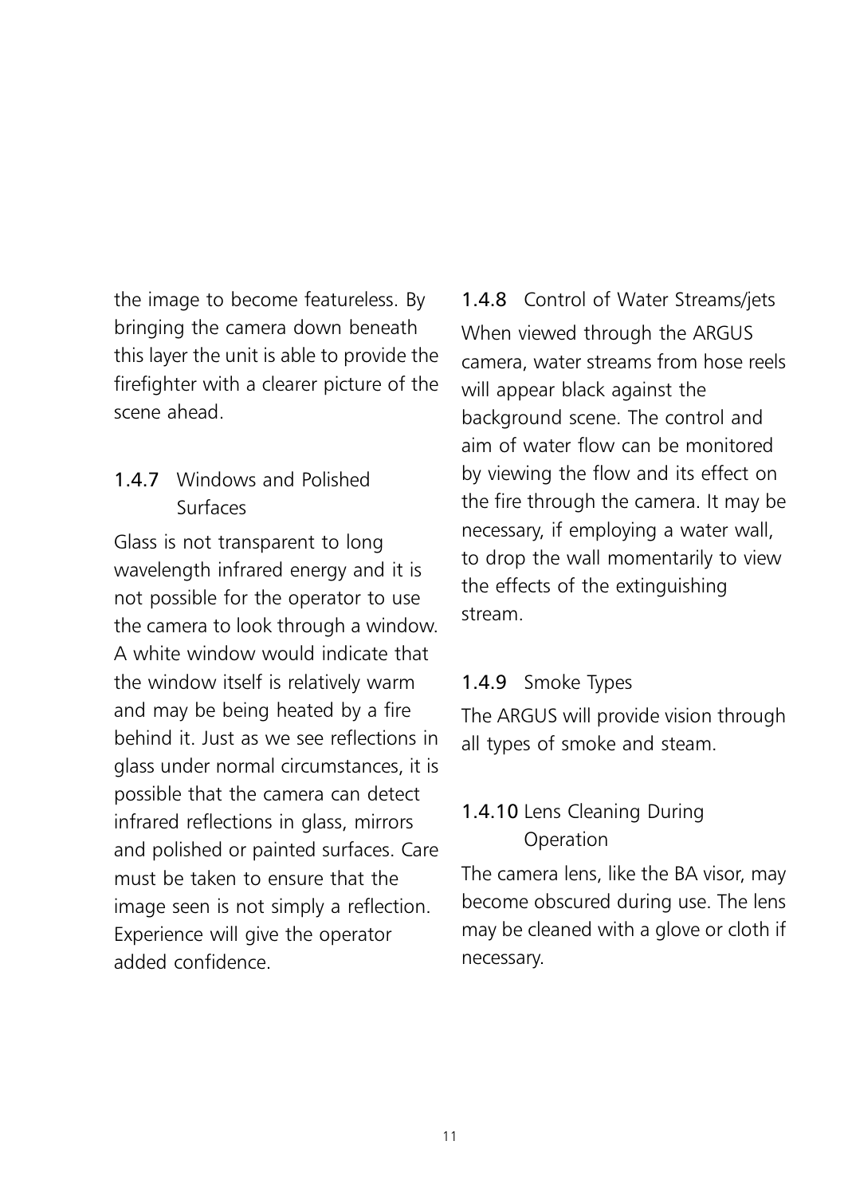the image to become featureless. By bringing the camera down beneath this layer the unit is able to provide the firefighter with a clearer picture of the scene ahead.

### 1.4.7 Windows and Polished Surfaces

Glass is not transparent to long wavelength infrared energy and it is not possible for the operator to use the camera to look through a window. A white window would indicate that the window itself is relatively warm and may be being heated by a fire behind it. Just as we see reflections in glass under normal circumstances, it is possible that the camera can detect infrared reflections in glass, mirrors and polished or painted surfaces. Care must be taken to ensure that the image seen is not simply a reflection. Experience will give the operator added confidence.

### 1.4.8 Control of Water Streams/jets

When viewed through the ARGUS camera, water streams from hose reels will appear black against the background scene. The control and aim of water flow can be monitored by viewing the flow and its effect on the fire through the camera. It may be necessary, if employing a water wall, to drop the wall momentarily to view the effects of the extinguishing stream.

### 1.4.9 Smoke Types

The ARGUS will provide vision through all types of smoke and steam.

### 1.4.10 Lens Cleaning During Operation

The camera lens, like the BA visor, may become obscured during use. The lens may be cleaned with a glove or cloth if necessary.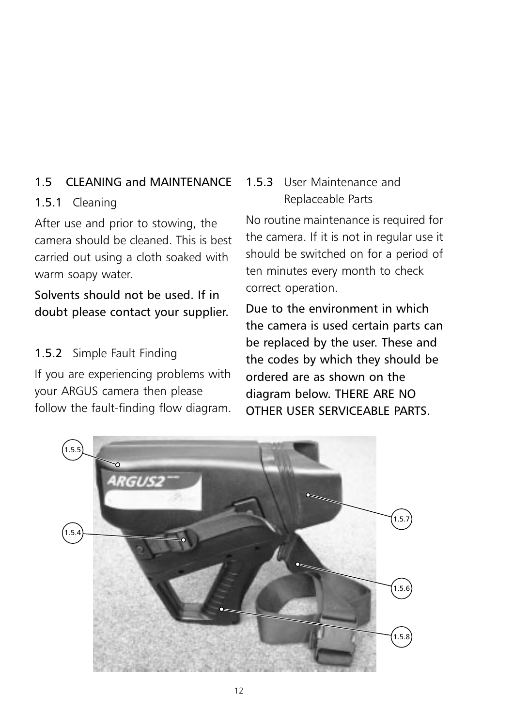## 1.5 CLEANING and MAINTENANCE

### 1.5.1 Cleaning

After use and prior to stowing, the camera should be cleaned. This is best carried out using a cloth soaked with warm soapy water.

Solvents should not be used. If in doubt please contact your supplier.

### 1.5.2 Simple Fault Finding

If you are experiencing problems with your ARGUS camera then please follow the fault-finding flow diagram.

### 1.5.3 User Maintenance and Replaceable Parts

No routine maintenance is required for the camera. If it is not in regular use it should be switched on for a period of ten minutes every month to check correct operation.

Due to the environment in which the camera is used certain parts can be replaced by the user. These and the codes by which they should be ordered are as shown on the diagram below. THERE ARE NO OTHER USER SERVICEABLE PARTS.

1.5.5

1.5.4

1.5.7

1.5.6

1.5.8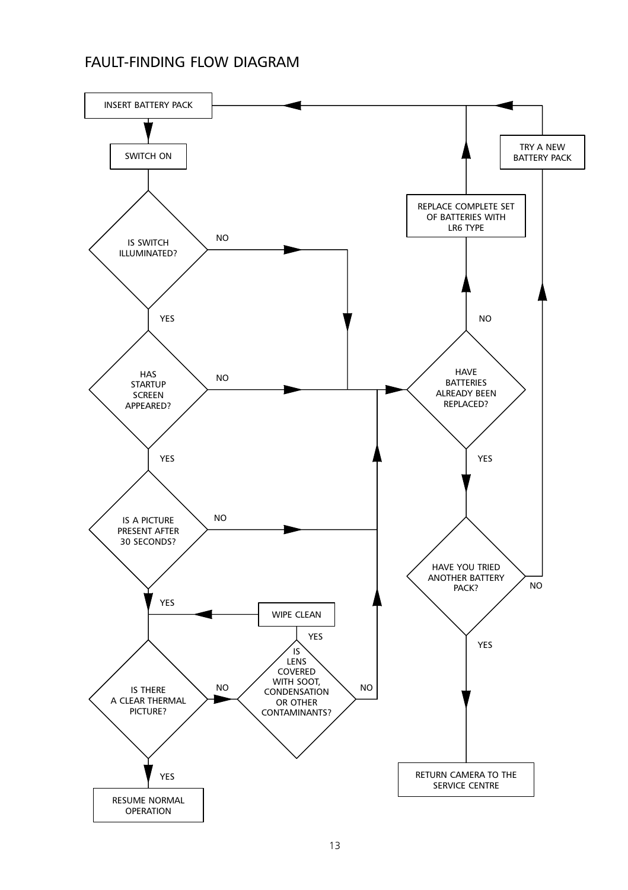## FAULT-FINDING FLOW DIAGRAM

- INSERT BATTERY PACK
- SWITCH ON
- IS SWITCH ILLUMINATED?
  - NO → HAVE BATTERIES ALREADY BEEN REPLACED?
  - YES → HAS STARTUP SCREEN APPEARED?
- HAS STARTUP SCREEN APPEARED?
  - NO → HAVE BATTERIES ALREADY BEEN REPLACED?
  - YES → IS A PICTURE PRESENT AFTER 30 SECONDS?
- IS A PICTURE PRESENT AFTER 30 SECONDS?
  - NO → HAVE BATTERIES ALREADY BEEN REPLACED?
  - YES → IS THERE A CLEAR THERMAL PICTURE?
- IS THERE A CLEAR THERMAL PICTURE?
  - NO → IS LENS COVERED WITH SOOT, CONDENSATION OR OTHER CONTAMINANTS?
  - YES → RESUME NORMAL OPERATION
- IS LENS COVERED WITH SOOT, CONDENSATION OR OTHER CONTAMINANTS?
  - YES → WIPE CLEAN → IS THERE A CLEAR THERMAL PICTURE?
  - NO → HAVE BATTERIES ALREADY BEEN REPLACED?
- HAVE BATTERIES ALREADY BEEN REPLACED?
  - NO → REPLACE COMPLETE SET OF BATTERIES WITH LR6 TYPE → INSERT BATTERY PACK
  - YES → HAVE YOU TRIED ANOTHER BATTERY PACK?
- HAVE YOU TRIED ANOTHER BATTERY PACK?
  - NO → TRY A NEW BATTERY PACK → INSERT BATTERY PACK
  - YES → RETURN CAMERA TO THE SERVICE CENTRE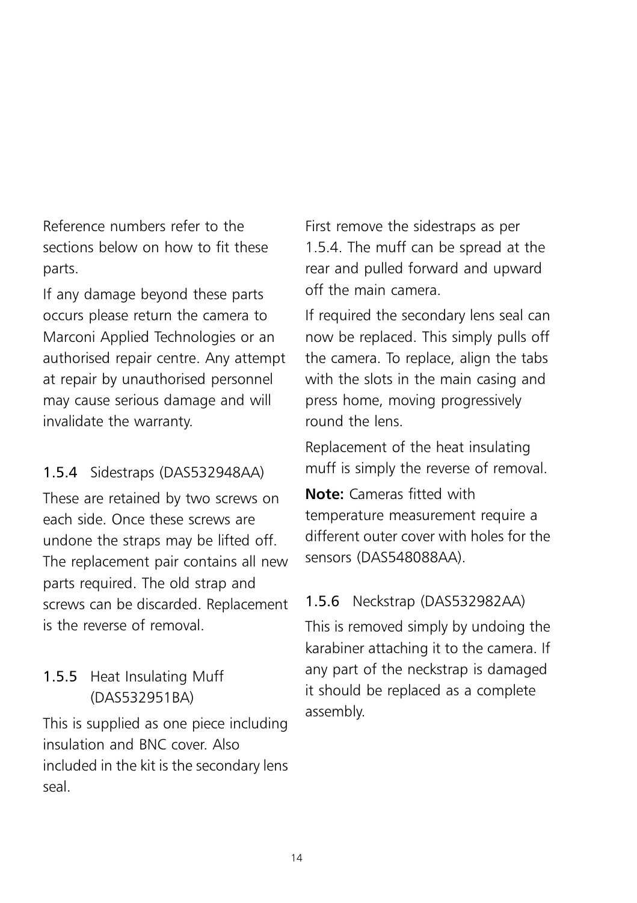Reference numbers refer to the sections below on how to fit these parts.

If any damage beyond these parts occurs please return the camera to Marconi Applied Technologies or an authorised repair centre. Any attempt at repair by unauthorised personnel may cause serious damage and will invalidate the warranty.

### 1.5.4 Sidestraps (DAS532948AA)

These are retained by two screws on each side. Once these screws are undone the straps may be lifted off. The replacement pair contains all new parts required. The old strap and screws can be discarded. Replacement is the reverse of removal.

### 1.5.5 Heat Insulating Muff (DAS532951BA)

This is supplied as one piece including insulation and BNC cover. Also included in the kit is the secondary lens seal.

First remove the sidestraps as per 1.5.4. The muff can be spread at the rear and pulled forward and upward off the main camera.

If required the secondary lens seal can now be replaced. This simply pulls off the camera. To replace, align the tabs with the slots in the main casing and press home, moving progressively round the lens.

Replacement of the heat insulating muff is simply the reverse of removal.

**Note:** Cameras fitted with temperature measurement require a different outer cover with holes for the sensors (DAS548088AA).

### 1.5.6 Neckstrap (DAS532982AA)

This is removed simply by undoing the karabiner attaching it to the camera. If any part of the neckstrap is damaged it should be replaced as a complete assembly.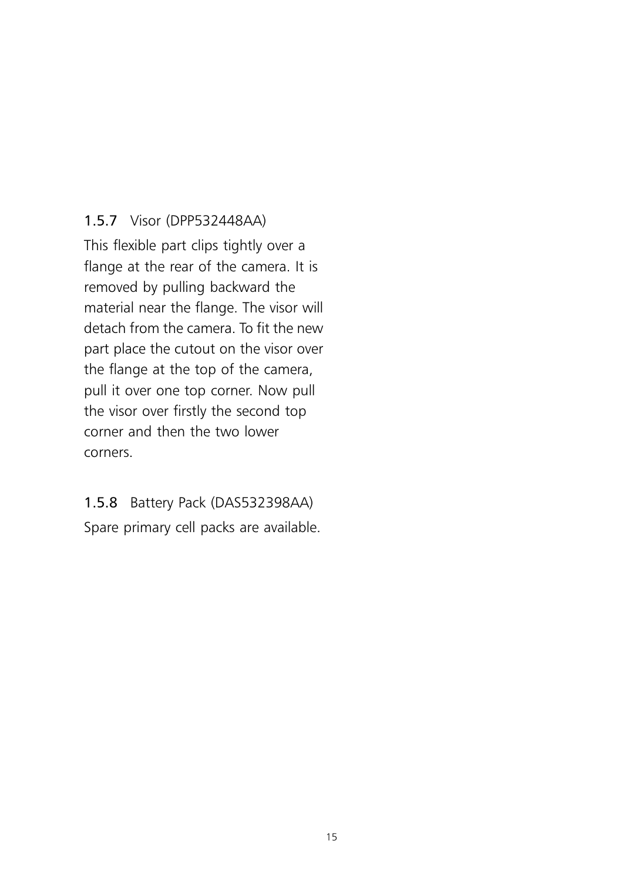### 1.5.7 Visor (DPP532448AA)

This flexible part clips tightly over a flange at the rear of the camera. It is removed by pulling backward the material near the flange. The visor will detach from the camera. To fit the new part place the cutout on the visor over the flange at the top of the camera, pull it over one top corner. Now pull the visor over firstly the second top corner and then the two lower corners.

### 1.5.8 Battery Pack (DAS532398AA)

Spare primary cell packs are available.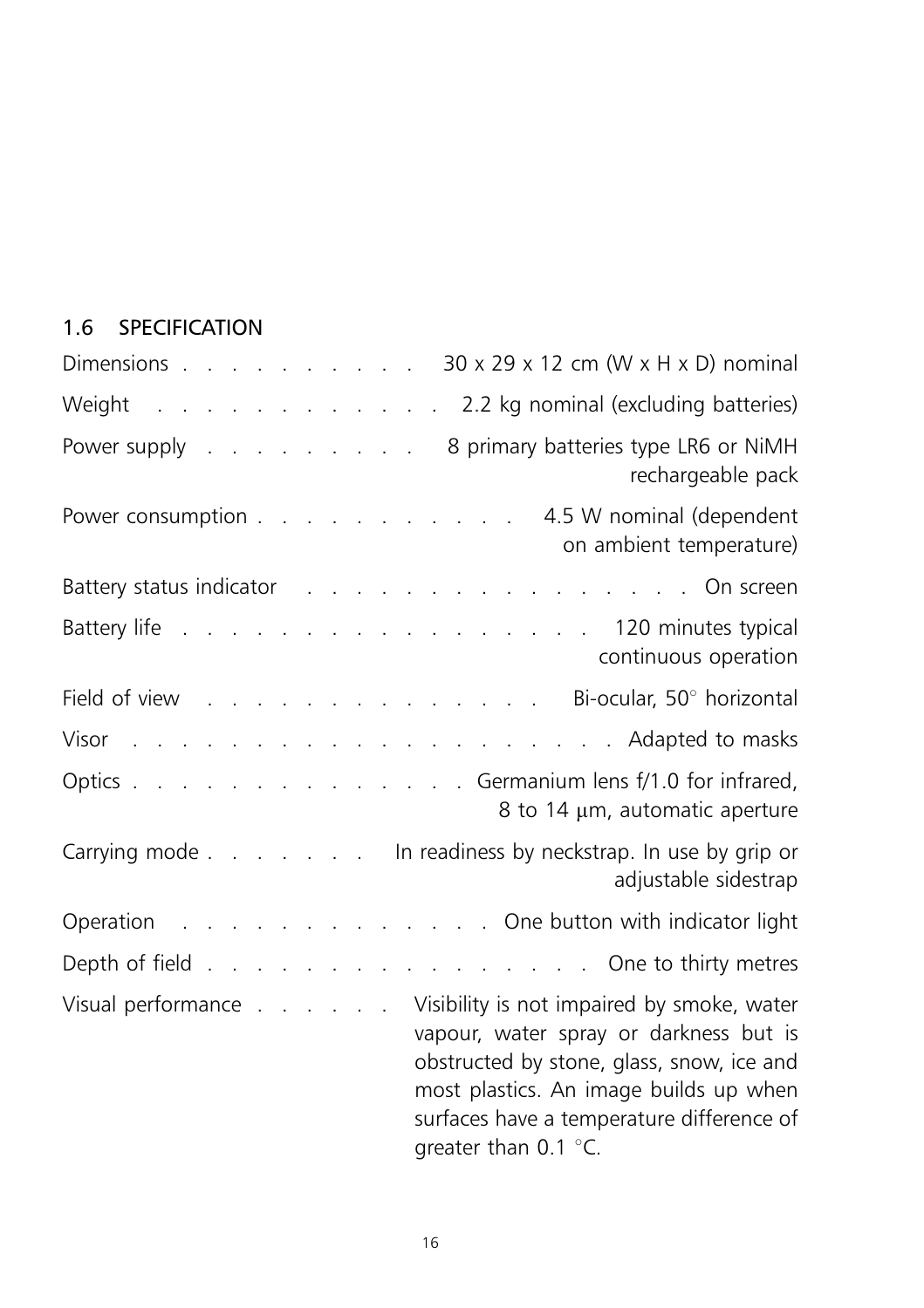## 1.6 SPECIFICATION

| | |
|---|---|
| Dimensions | 30 x 29 x 12 cm (W x H x D) nominal |
| Weight | 2.2 kg nominal (excluding batteries) |
| Power supply | 8 primary batteries type LR6 or NiMH rechargeable pack |
| Power consumption | 4.5 W nominal (dependent on ambient temperature) |
| Battery status indicator | On screen |
| Battery life | 120 minutes typical continuous operation |
| Field of view | Bi-ocular, 50° horizontal |
| Visor | Adapted to masks |
| Optics | Germanium lens f/1.0 for infrared, 8 to 14 μm, automatic aperture |
| Carrying mode | In readiness by neckstrap. In use by grip or adjustable sidestrap |
| Operation | One button with indicator light |
| Depth of field | One to thirty metres |
| Visual performance | Visibility is not impaired by smoke, water vapour, water spray or darkness but is obstructed by stone, glass, snow, ice and most plastics. An image builds up when surfaces have a temperature difference of greater than 0.1 °C. |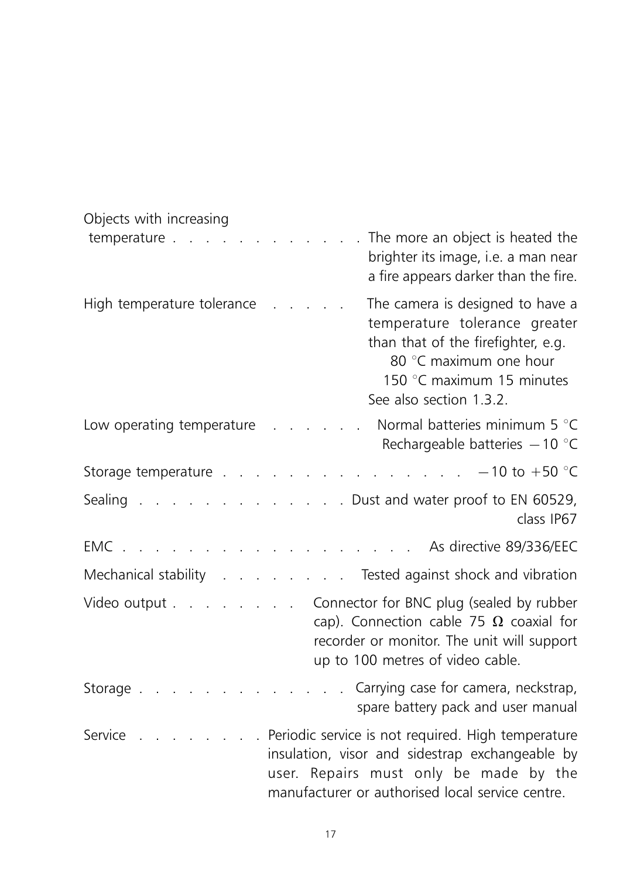| | |
|---|---|
| Objects with increasing temperature | The more an object is heated the brighter its image, i.e. a man near a fire appears darker than the fire. |
| High temperature tolerance | The camera is designed to have a temperature tolerance greater than that of the firefighter, e.g.<br>80 °C maximum one hour<br>150 °C maximum 15 minutes<br>See also section 1.3.2. |
| Low operating temperature | Normal batteries minimum 5 °C<br>Rechargeable batteries −10 °C |
| Storage temperature | −10 to +50 °C |
| Sealing | Dust and water proof to EN 60529, class IP67 |
| EMC | As directive 89/336/EEC |
| Mechanical stability | Tested against shock and vibration |
| Video output | Connector for BNC plug (sealed by rubber cap). Connection cable 75 Ω coaxial for recorder or monitor. The unit will support up to 100 metres of video cable. |
| Storage | Carrying case for camera, neckstrap, spare battery pack and user manual |
| Service | Periodic service is not required. High temperature insulation, visor and sidestrap exchangeable by user. Repairs must only be made by the manufacturer or authorised local service centre. |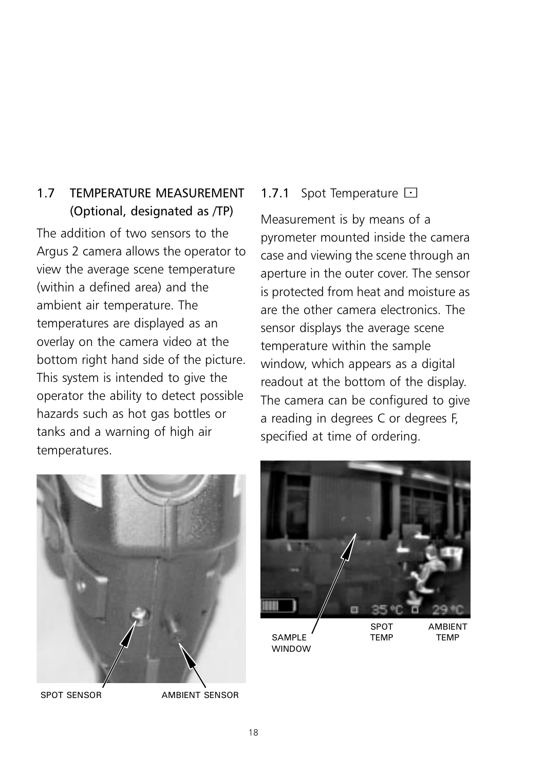## 1.7 TEMPERATURE MEASUREMENT (Optional, designated as /TP)

The addition of two sensors to the Argus 2 camera allows the operator to view the average scene temperature (within a defined area) and the ambient air temperature. The temperatures are displayed as an overlay on the camera video at the bottom right hand side of the picture. This system is intended to give the operator the ability to detect possible hazards such as hot gas bottles or tanks and a warning of high air temperatures.

SPOT SENSOR AMBIENT SENSOR

### 1.7.1 Spot Temperature ⊡

Measurement is by means of a pyrometer mounted inside the camera case and viewing the scene through an aperture in the outer cover. The sensor is protected from heat and moisture as are the other camera electronics. The sensor displays the average scene temperature within the sample window, which appears as a digital readout at the bottom of the display. The camera can be configured to give a reading in degrees C or degrees F, specified at time of ordering.

SAMPLE WINDOW SPOT TEMP AMBIENT TEMP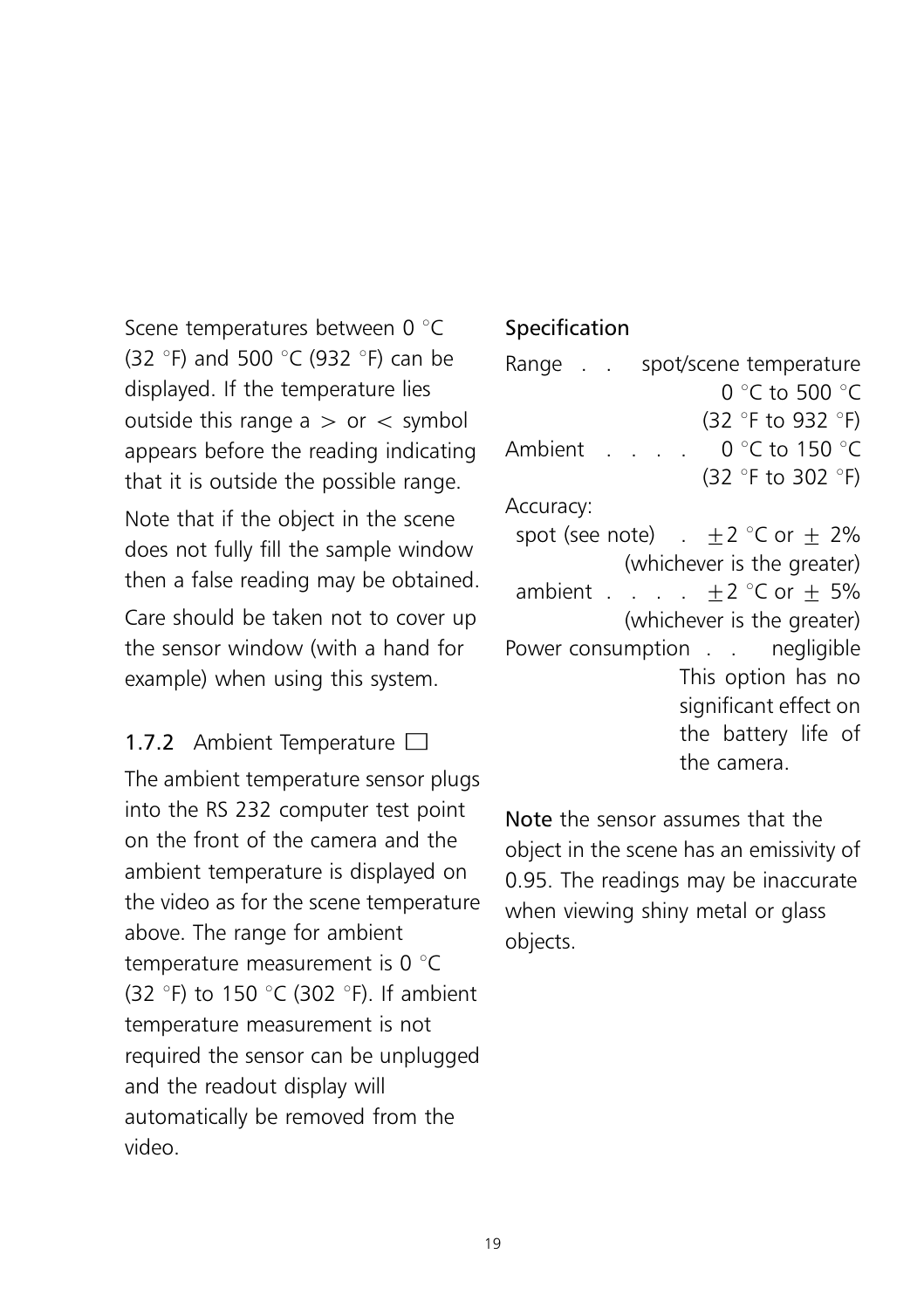Scene temperatures between 0 °C (32 °F) and 500 °C (932 °F) can be displayed. If the temperature lies outside this range a > or < symbol appears before the reading indicating that it is outside the possible range.

Note that if the object in the scene does not fully fill the sample window then a false reading may be obtained.

Care should be taken not to cover up the sensor window (with a hand for example) when using this system.

### 1.7.2 Ambient Temperature ☐

The ambient temperature sensor plugs into the RS 232 computer test point on the front of the camera and the ambient temperature is displayed on the video as for the scene temperature above. The range for ambient temperature measurement is 0 °C (32 °F) to 150 °C (302 °F). If ambient temperature measurement is not required the sensor can be unplugged and the readout display will automatically be removed from the video.

### Specification

Range . . spot/scene temperature 0 °C to 500 °C (32 °F to 932 °F)

Ambient . . . . 0 °C to 150 °C (32 °F to 302 °F)

Accuracy:

spot (see note) . ±2 °C or ± 2% (whichever is the greater)

ambient . . . . ±2 °C or ± 5% (whichever is the greater)

Power consumption . . negligible
This option has no significant effect on the battery life of the camera.

**Note** the sensor assumes that the object in the scene has an emissivity of 0.95. The readings may be inaccurate when viewing shiny metal or glass objects.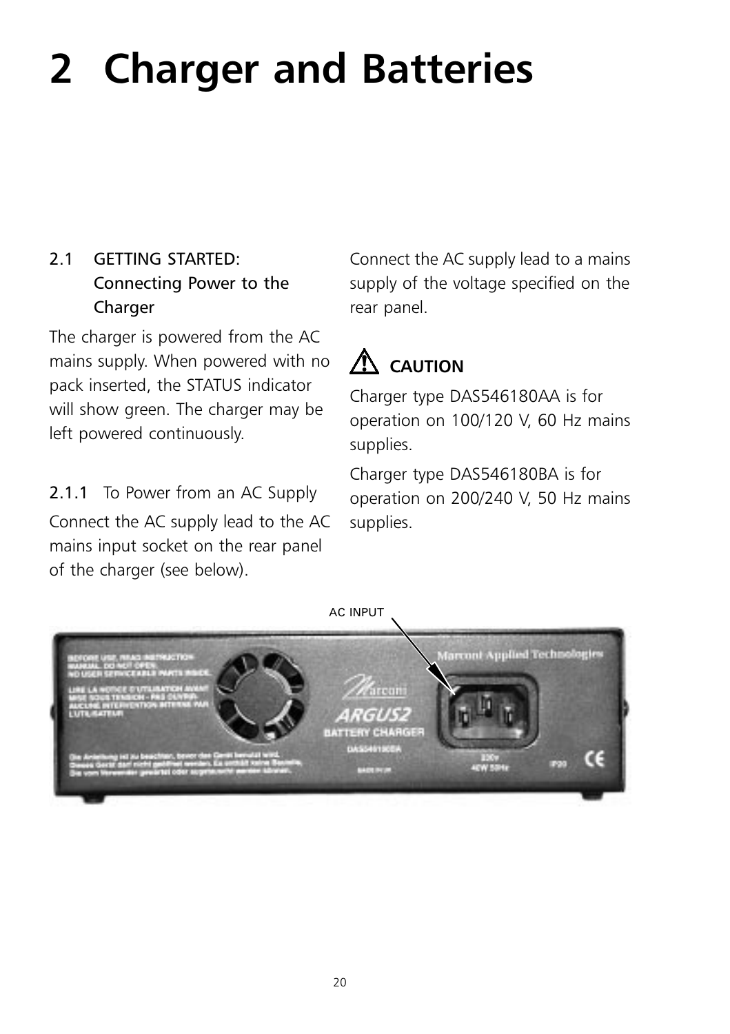# 2 Charger and Batteries

## 2.1 GETTING STARTED: Connecting Power to the Charger

The charger is powered from the AC mains supply. When powered with no pack inserted, the STATUS indicator will show green. The charger may be left powered continuously.

### 2.1.1 To Power from an AC Supply

Connect the AC supply lead to the AC mains input socket on the rear panel of the charger (see below).

Connect the AC supply lead to a mains supply of the voltage specified on the rear panel.

**CAUTION**

Charger type DAS546180AA is for operation on 100/120 V, 60 Hz mains supplies.

Charger type DAS546180BA is for operation on 200/240 V, 50 Hz mains supplies.

AC INPUT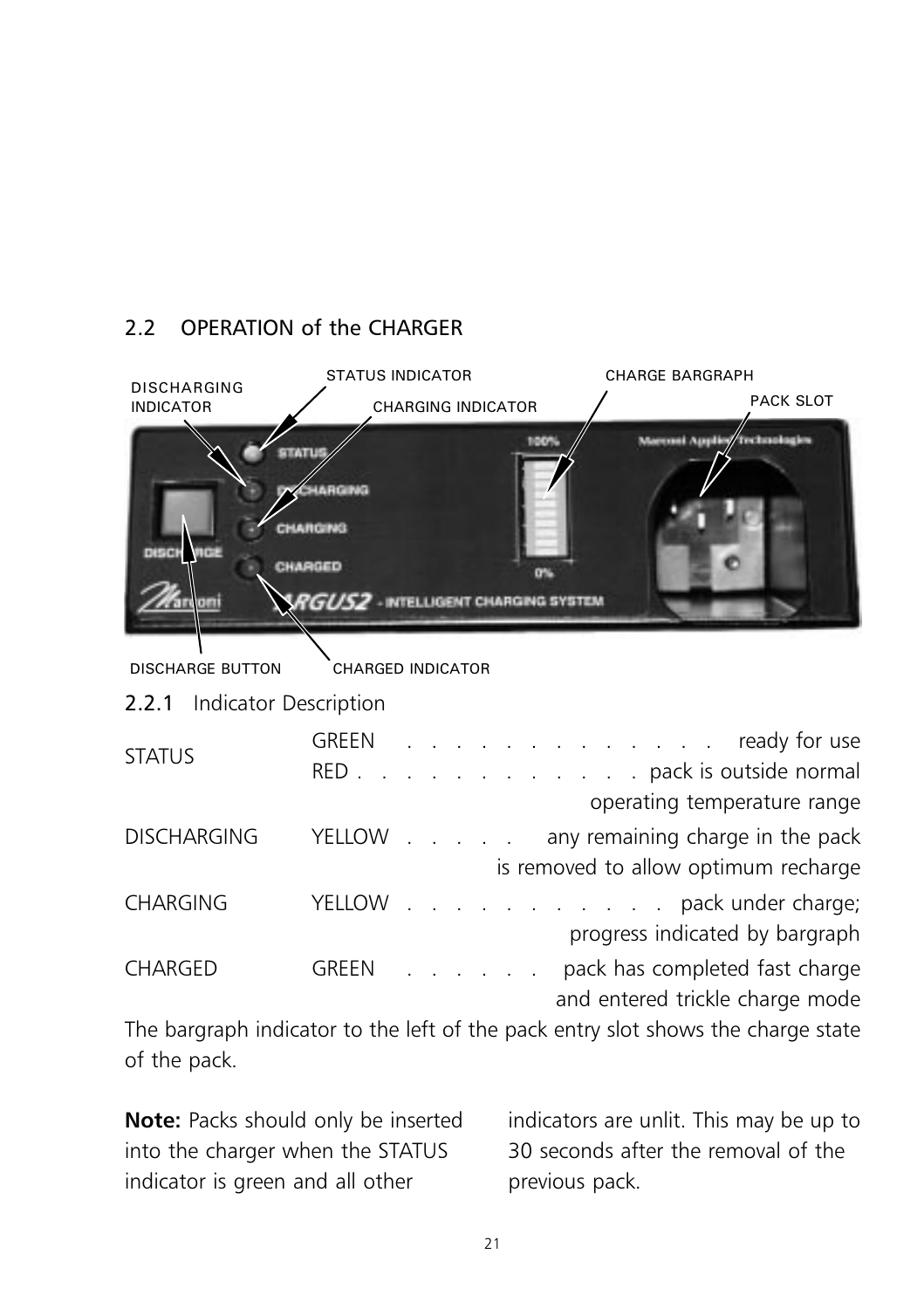## 2.2 OPERATION of the CHARGER

### 2.2.1 Indicator Description

| | | |
|---|---|---|
| STATUS | GREEN | ready for use |
| | RED | pack is outside normal operating temperature range |
| DISCHARGING | YELLOW | any remaining charge in the pack is removed to allow optimum recharge |
| CHARGING | YELLOW | pack under charge; progress indicated by bargraph |
| CHARGED | GREEN | pack has completed fast charge and entered trickle charge mode |

The bargraph indicator to the left of the pack entry slot shows the charge state of the pack.

**Note:** Packs should only be inserted into the charger when the STATUS indicator is green and all other indicators are unlit. This may be up to 30 seconds after the removal of the previous pack.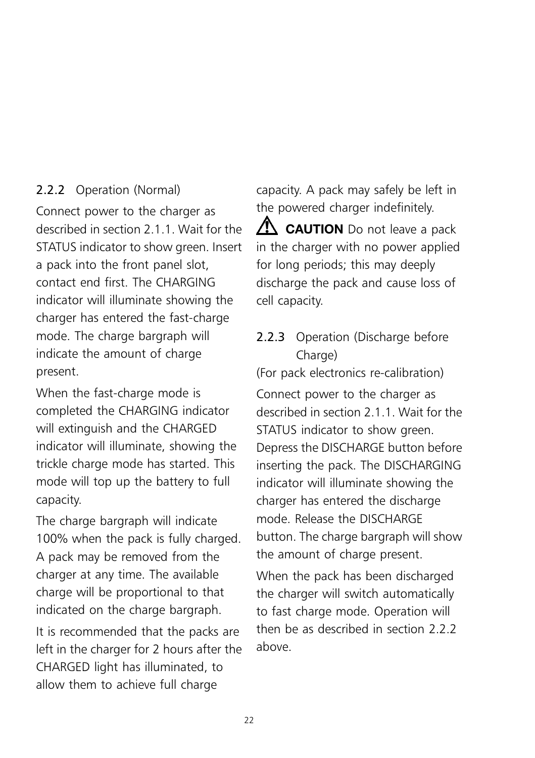### 2.2.2 Operation (Normal)

Connect power to the charger as described in section 2.1.1. Wait for the STATUS indicator to show green. Insert a pack into the front panel slot, contact end first. The CHARGING indicator will illuminate showing the charger has entered the fast-charge mode. The charge bargraph will indicate the amount of charge present.

When the fast-charge mode is completed the CHARGING indicator will extinguish and the CHARGED indicator will illuminate, showing the trickle charge mode has started. This mode will top up the battery to full capacity.

The charge bargraph will indicate 100% when the pack is fully charged. A pack may be removed from the charger at any time. The available charge will be proportional to that indicated on the charge bargraph.

It is recommended that the packs are left in the charger for 2 hours after the CHARGED light has illuminated, to allow them to achieve full charge capacity. A pack may safely be left in the powered charger indefinitely.

⚠ **CAUTION** Do not leave a pack in the charger with no power applied for long periods; this may deeply discharge the pack and cause loss of cell capacity.

### 2.2.3 Operation (Discharge before Charge)

(For pack electronics re-calibration)

Connect power to the charger as described in section 2.1.1. Wait for the STATUS indicator to show green. Depress the DISCHARGE button before inserting the pack. The DISCHARGING indicator will illuminate showing the charger has entered the discharge mode. Release the DISCHARGE button. The charge bargraph will show the amount of charge present.

When the pack has been discharged the charger will switch automatically to fast charge mode. Operation will then be as described in section 2.2.2 above.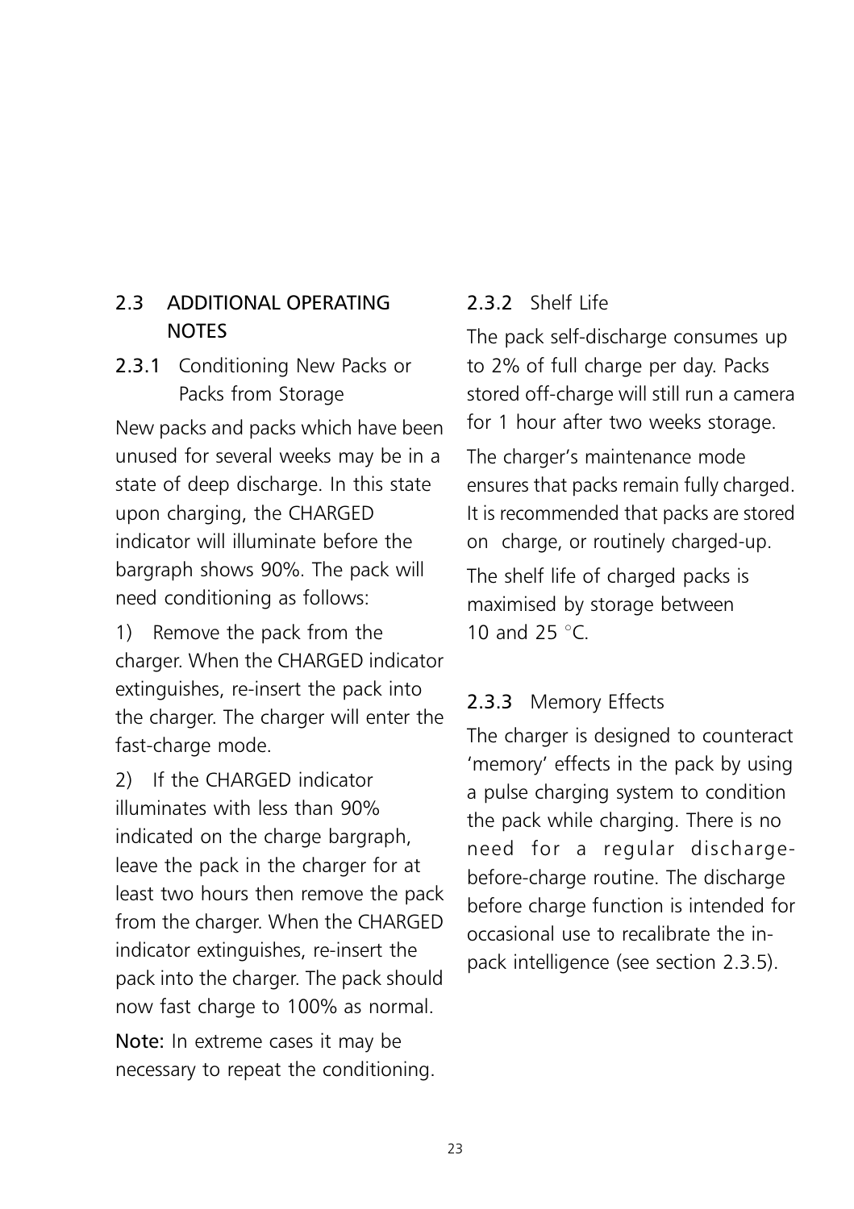## 2.3 ADDITIONAL OPERATING NOTES

### 2.3.1 Conditioning New Packs or Packs from Storage

New packs and packs which have been unused for several weeks may be in a state of deep discharge. In this state upon charging, the CHARGED indicator will illuminate before the bargraph shows 90%. The pack will need conditioning as follows:

1) Remove the pack from the charger. When the CHARGED indicator extinguishes, re-insert the pack into the charger. The charger will enter the fast-charge mode.

2) If the CHARGED indicator illuminates with less than 90% indicated on the charge bargraph, leave the pack in the charger for at least two hours then remove the pack from the charger. When the CHARGED indicator extinguishes, re-insert the pack into the charger. The pack should now fast charge to 100% as normal.

**Note:** In extreme cases it may be necessary to repeat the conditioning.

### 2.3.2 Shelf Life

The pack self-discharge consumes up to 2% of full charge per day. Packs stored off-charge will still run a camera for 1 hour after two weeks storage.

The charger's maintenance mode ensures that packs remain fully charged. It is recommended that packs are stored on charge, or routinely charged-up.

The shelf life of charged packs is maximised by storage between 10 and 25 °C.

### 2.3.3 Memory Effects

The charger is designed to counteract 'memory' effects in the pack by using a pulse charging system to condition the pack while charging. There is no need for a regular discharge-before-charge routine. The discharge before charge function is intended for occasional use to recalibrate the in-pack intelligence (see section 2.3.5).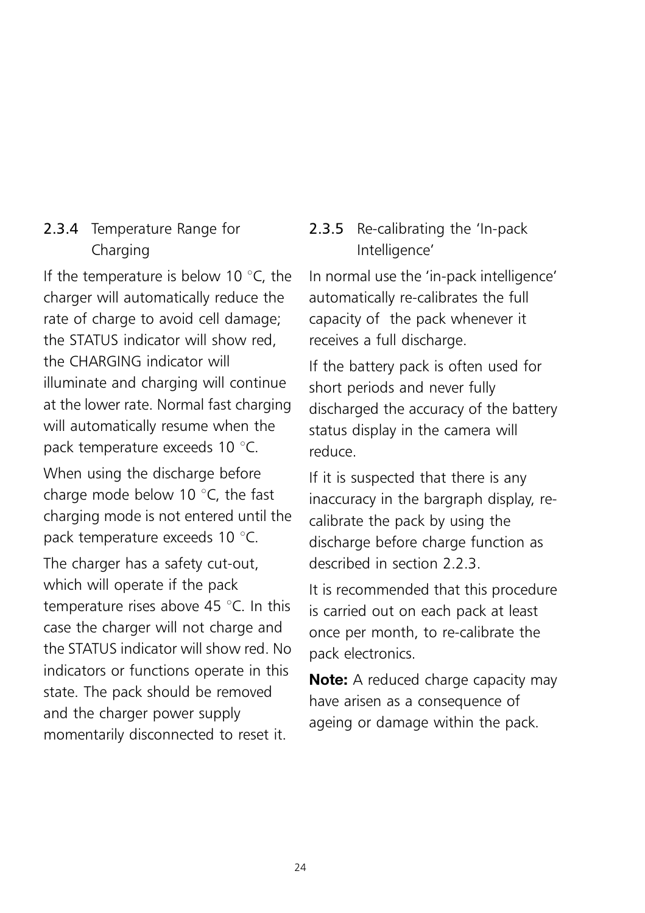### 2.3.4 Temperature Range for Charging

If the temperature is below 10 °C, the charger will automatically reduce the rate of charge to avoid cell damage; the STATUS indicator will show red, the CHARGING indicator will illuminate and charging will continue at the lower rate. Normal fast charging will automatically resume when the pack temperature exceeds 10 °C.

When using the discharge before charge mode below 10 °C, the fast charging mode is not entered until the pack temperature exceeds 10 °C.

The charger has a safety cut-out, which will operate if the pack temperature rises above 45 °C. In this case the charger will not charge and the STATUS indicator will show red. No indicators or functions operate in this state. The pack should be removed and the charger power supply momentarily disconnected to reset it.

### 2.3.5 Re-calibrating the 'In-pack Intelligence'

In normal use the 'in-pack intelligence' automatically re-calibrates the full capacity of the pack whenever it receives a full discharge.

If the battery pack is often used for short periods and never fully discharged the accuracy of the battery status display in the camera will reduce.

If it is suspected that there is any inaccuracy in the bargraph display, re-calibrate the pack by using the discharge before charge function as described in section 2.2.3.

It is recommended that this procedure is carried out on each pack at least once per month, to re-calibrate the pack electronics.

**Note:** A reduced charge capacity may have arisen as a consequence of ageing or damage within the pack.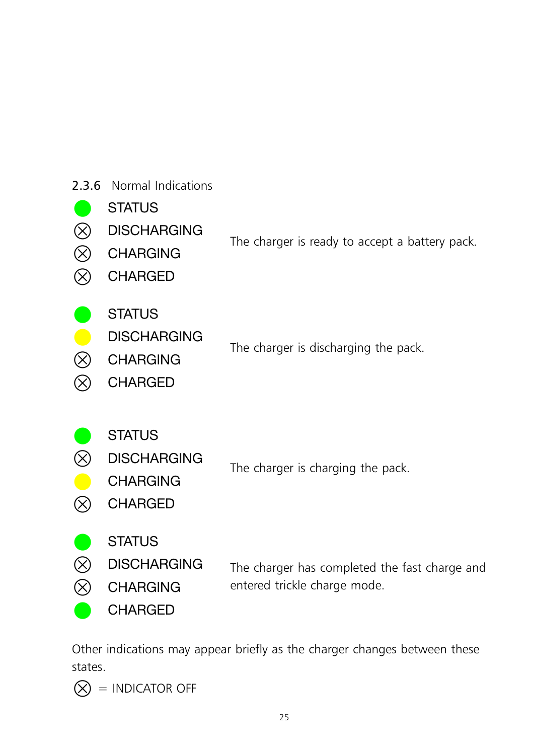### 2.3.6 Normal Indications

| Indicator | State | Description |
| --- | --- | --- |
| STATUS | Green | The charger is ready to accept a battery pack. |
| DISCHARGING | ⨂ | |
| CHARGING | ⨂ | |
| CHARGED | ⨂ | |

| Indicator | State | Description |
| --- | --- | --- |
| STATUS | Green | The charger is discharging the pack. |
| DISCHARGING | Yellow | |
| CHARGING | ⨂ | |
| CHARGED | ⨂ | |

| Indicator | State | Description |
| --- | --- | --- |
| STATUS | Green | The charger is charging the pack. |
| DISCHARGING | ⨂ | |
| CHARGING | Yellow | |
| CHARGED | ⨂ | |

| Indicator | State | Description |
| --- | --- | --- |
| STATUS | Green | The charger has completed the fast charge and entered trickle charge mode. |
| DISCHARGING | ⨂ | |
| CHARGING | ⨂ | |
| CHARGED | Green | |

Other indications may appear briefly as the charger changes between these states.

⨂ = INDICATOR OFF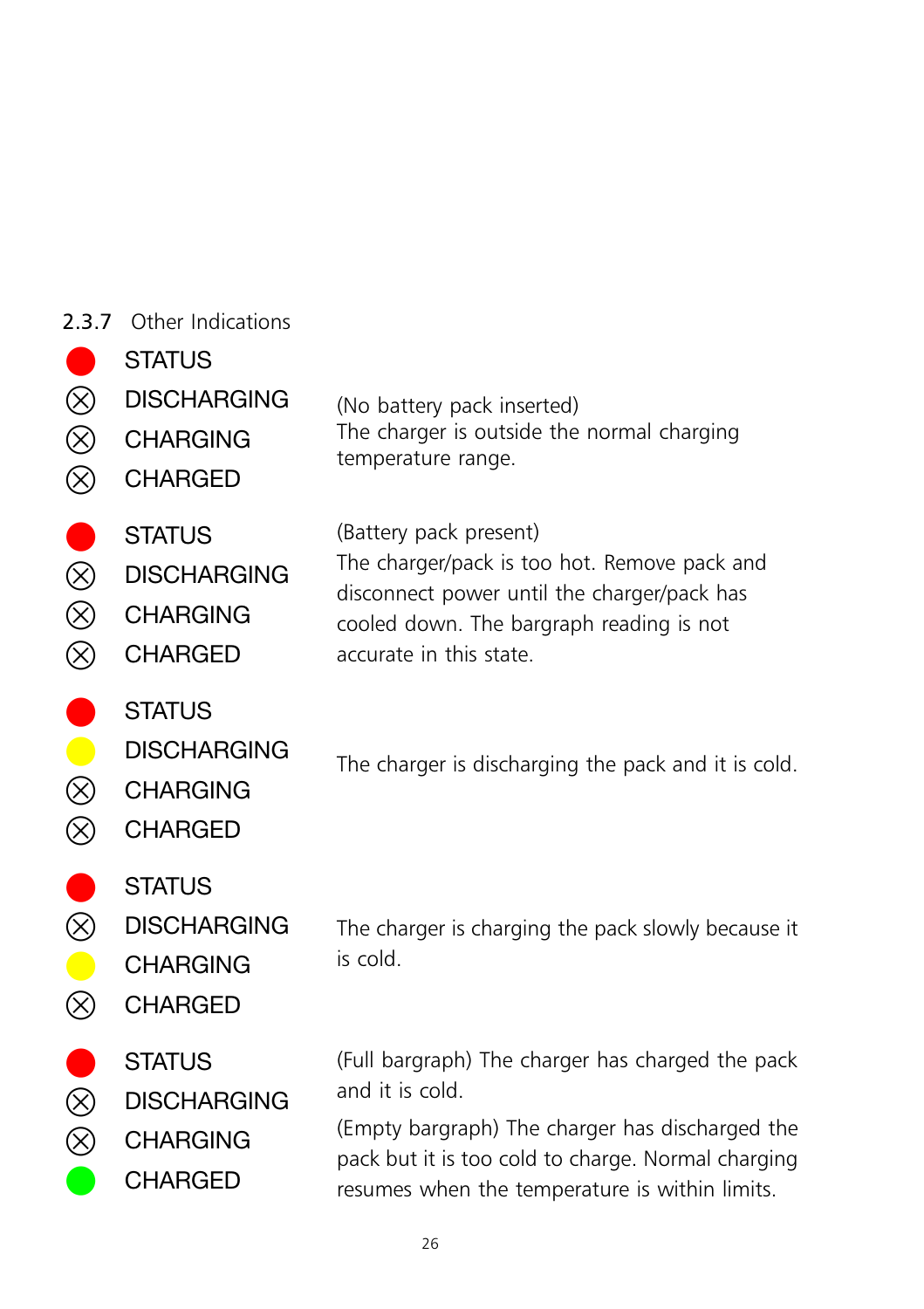### 2.3.7 Other Indications

| LED indication | Meaning |
| --- | --- |
| STATUS: red<br>DISCHARGING: off<br>CHARGING: off<br>CHARGED: off | (No battery pack inserted)<br>The charger is outside the normal charging temperature range. |
| STATUS: red<br>DISCHARGING: off<br>CHARGING: off<br>CHARGED: off | (Battery pack present)<br>The charger/pack is too hot. Remove pack and disconnect power until the charger/pack has cooled down. The bargraph reading is not accurate in this state. |
| STATUS: red<br>DISCHARGING: yellow<br>CHARGING: off<br>CHARGED: off | The charger is discharging the pack and it is cold. |
| STATUS: red<br>DISCHARGING: off<br>CHARGING: yellow<br>CHARGED: off | The charger is charging the pack slowly because it is cold. |
| STATUS: red<br>DISCHARGING: off<br>CHARGING: off<br>CHARGED: green | (Full bargraph) The charger has charged the pack and it is cold.<br>(Empty bargraph) The charger has discharged the pack but it is too cold to charge. Normal charging resumes when the temperature is within limits. |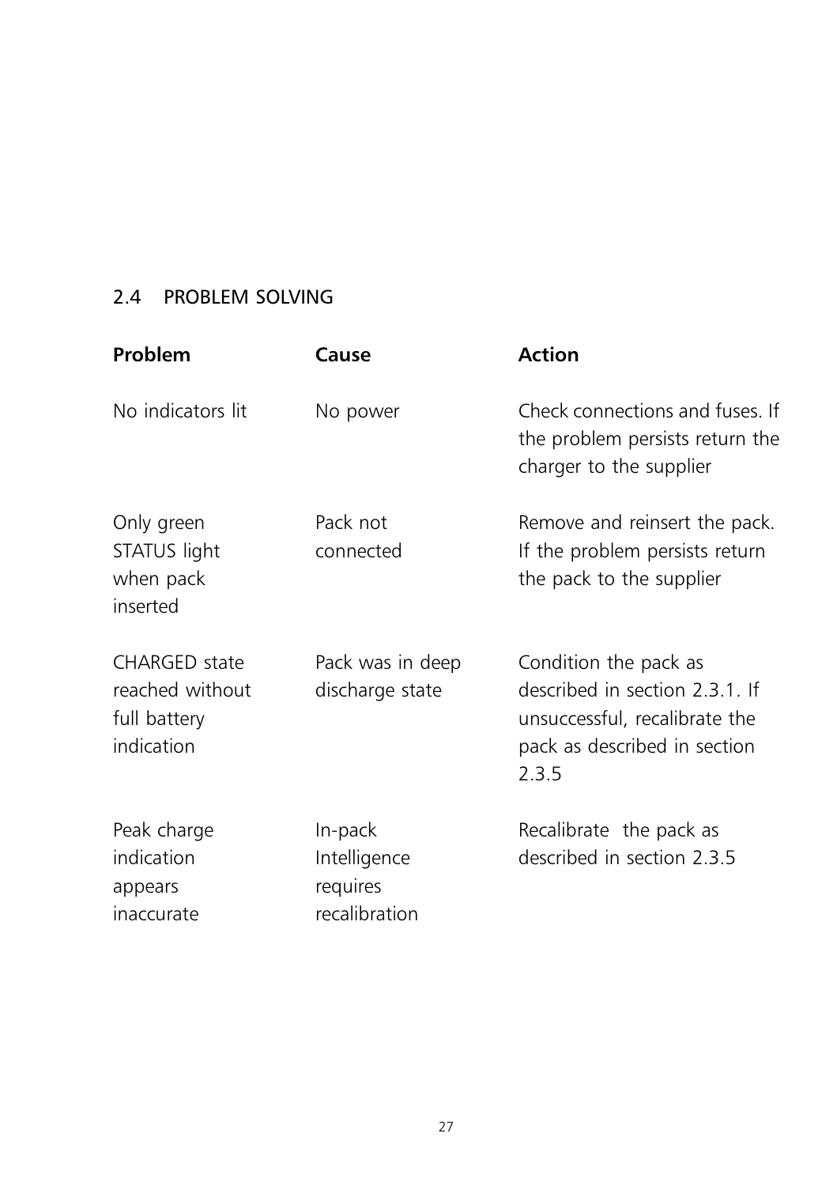## 2.4 PROBLEM SOLVING

| Problem | Cause | Action |
| --- | --- | --- |
| No indicators lit | No power | Check connections and fuses. If the problem persists return the charger to the supplier |
| Only green STATUS light when pack inserted | Pack not connected | Remove and reinsert the pack. If the problem persists return the pack to the supplier |
| CHARGED state reached without full battery indication | Pack was in deep discharge state | Condition the pack as described in section 2.3.1. If unsuccessful, recalibrate the pack as described in section 2.3.5 |
| Peak charge indication appears inaccurate | In-pack Intelligence requires recalibration | Recalibrate the pack as described in section 2.3.5 |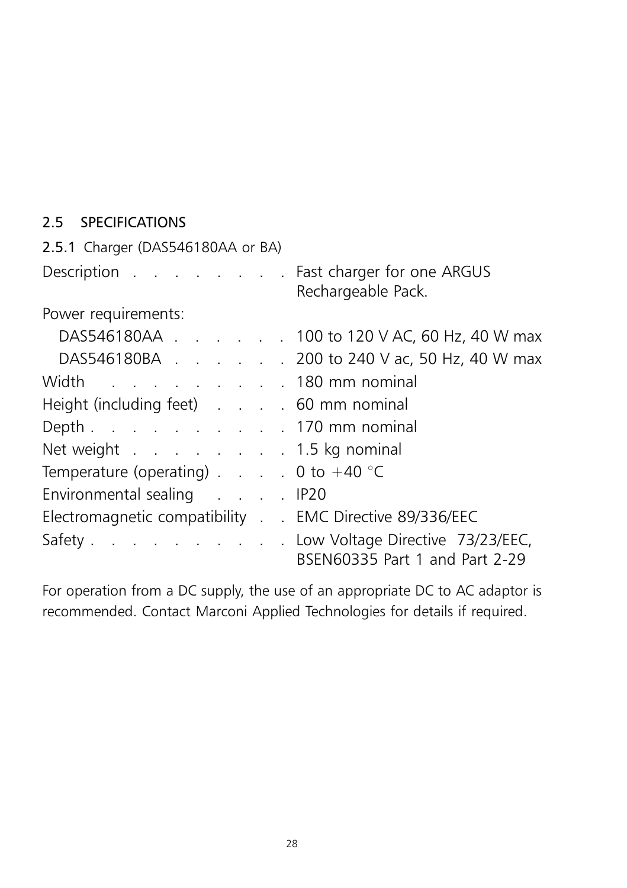## 2.5 SPECIFICATIONS

### 2.5.1 Charger (DAS546180AA or BA)

| Item | Specification |
|---|---|
| Description | Fast charger for one ARGUS Rechargeable Pack. |
| Power requirements: | |
| DAS546180AA | 100 to 120 V AC, 60 Hz, 40 W max |
| DAS546180BA | 200 to 240 V ac, 50 Hz, 40 W max |
| Width | 180 mm nominal |
| Height (including feet) | 60 mm nominal |
| Depth | 170 mm nominal |
| Net weight | 1.5 kg nominal |
| Temperature (operating) | 0 to +40 °C |
| Environmental sealing | IP20 |
| Electromagnetic compatibility | EMC Directive 89/336/EEC |
| Safety | Low Voltage Directive 73/23/EEC, BSEN60335 Part 1 and Part 2-29 |

For operation from a DC supply, the use of an appropriate DC to AC adaptor is recommended. Contact Marconi Applied Technologies for details if required.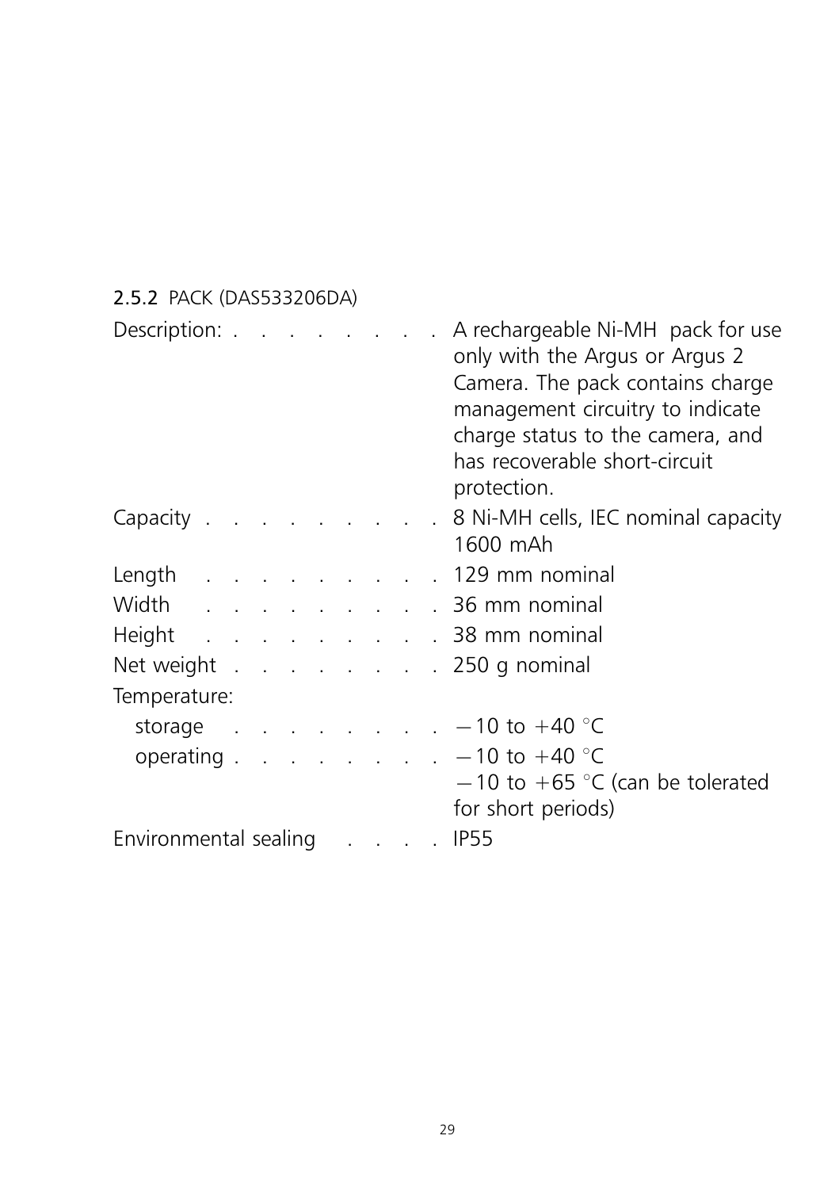### 2.5.2 PACK (DAS533206DA)

| | |
|---|---|
| Description: | A rechargeable Ni-MH pack for use only with the Argus or Argus 2 Camera. The pack contains charge management circuitry to indicate charge status to the camera, and has recoverable short-circuit protection. |
| Capacity | 8 Ni-MH cells, IEC nominal capacity 1600 mAh |
| Length | 129 mm nominal |
| Width | 36 mm nominal |
| Height | 38 mm nominal |
| Net weight | 250 g nominal |
| Temperature: | |
| storage | $-10$ to $+40$ °C |
| operating | $-10$ to $+40$ °C<br>$-10$ to $+65$ °C (can be tolerated for short periods) |
| Environmental sealing | IP55 |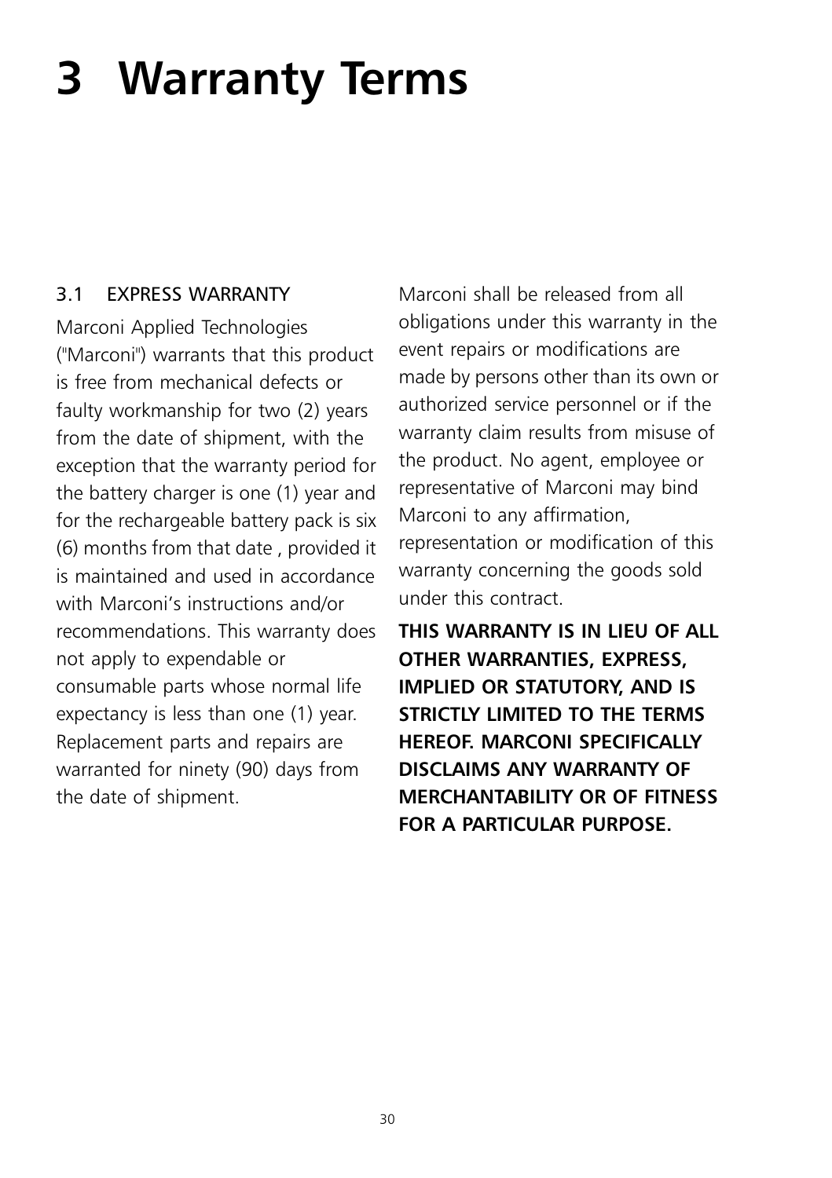# 3 Warranty Terms

## 3.1 EXPRESS WARRANTY

Marconi Applied Technologies ("Marconi") warrants that this product is free from mechanical defects or faulty workmanship for two (2) years from the date of shipment, with the exception that the warranty period for the battery charger is one (1) year and for the rechargeable battery pack is six (6) months from that date , provided it is maintained and used in accordance with Marconi's instructions and/or recommendations. This warranty does not apply to expendable or consumable parts whose normal life expectancy is less than one (1) year. Replacement parts and repairs are warranted for ninety (90) days from the date of shipment.

Marconi shall be released from all obligations under this warranty in the event repairs or modifications are made by persons other than its own or authorized service personnel or if the warranty claim results from misuse of the product. No agent, employee or representative of Marconi may bind Marconi to any affirmation, representation or modification of this warranty concerning the goods sold under this contract.

**THIS WARRANTY IS IN LIEU OF ALL OTHER WARRANTIES, EXPRESS, IMPLIED OR STATUTORY, AND IS STRICTLY LIMITED TO THE TERMS HEREOF. MARCONI SPECIFICALLY DISCLAIMS ANY WARRANTY OF MERCHANTABILITY OR OF FITNESS FOR A PARTICULAR PURPOSE.**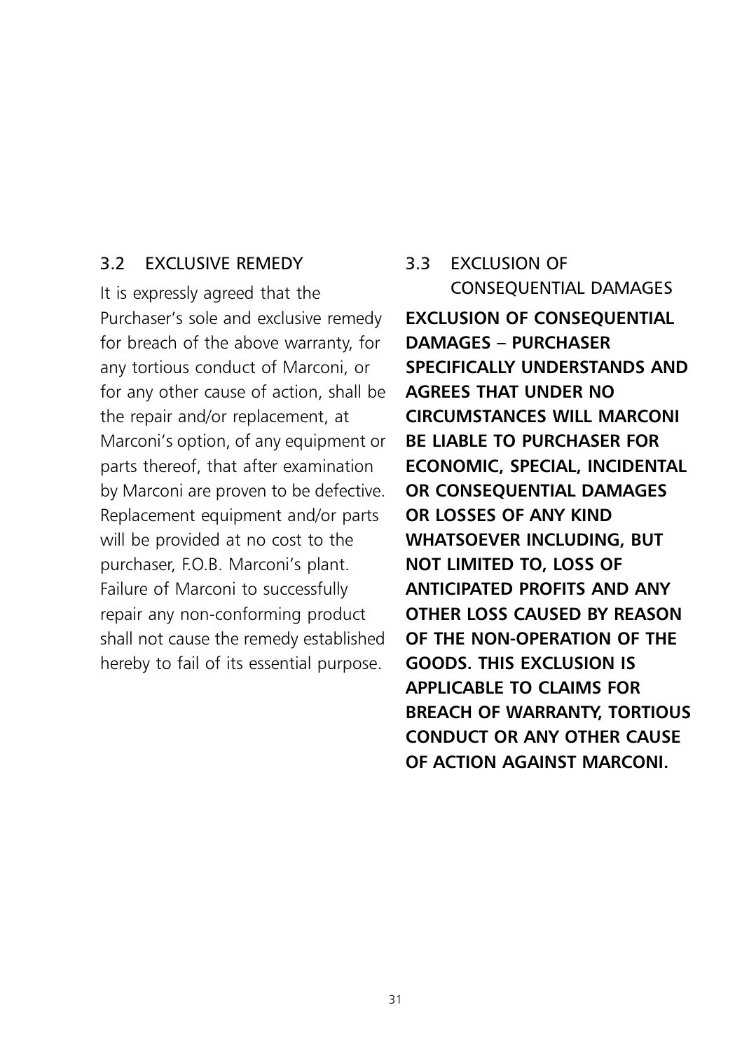### 3.2 EXCLUSIVE REMEDY

It is expressly agreed that the Purchaser's sole and exclusive remedy for breach of the above warranty, for any tortious conduct of Marconi, or for any other cause of action, shall be the repair and/or replacement, at Marconi's option, of any equipment or parts thereof, that after examination by Marconi are proven to be defective. Replacement equipment and/or parts will be provided at no cost to the purchaser, F.O.B. Marconi's plant. Failure of Marconi to successfully repair any non-conforming product shall not cause the remedy established hereby to fail of its essential purpose.

### 3.3 EXCLUSION OF CONSEQUENTIAL DAMAGES

**EXCLUSION OF CONSEQUENTIAL DAMAGES – PURCHASER SPECIFICALLY UNDERSTANDS AND AGREES THAT UNDER NO CIRCUMSTANCES WILL MARCONI BE LIABLE TO PURCHASER FOR ECONOMIC, SPECIAL, INCIDENTAL OR CONSEQUENTIAL DAMAGES OR LOSSES OF ANY KIND WHATSOEVER INCLUDING, BUT NOT LIMITED TO, LOSS OF ANTICIPATED PROFITS AND ANY OTHER LOSS CAUSED BY REASON OF THE NON-OPERATION OF THE GOODS. THIS EXCLUSION IS APPLICABLE TO CLAIMS FOR BREACH OF WARRANTY, TORTIOUS CONDUCT OR ANY OTHER CAUSE OF ACTION AGAINST MARCONI.**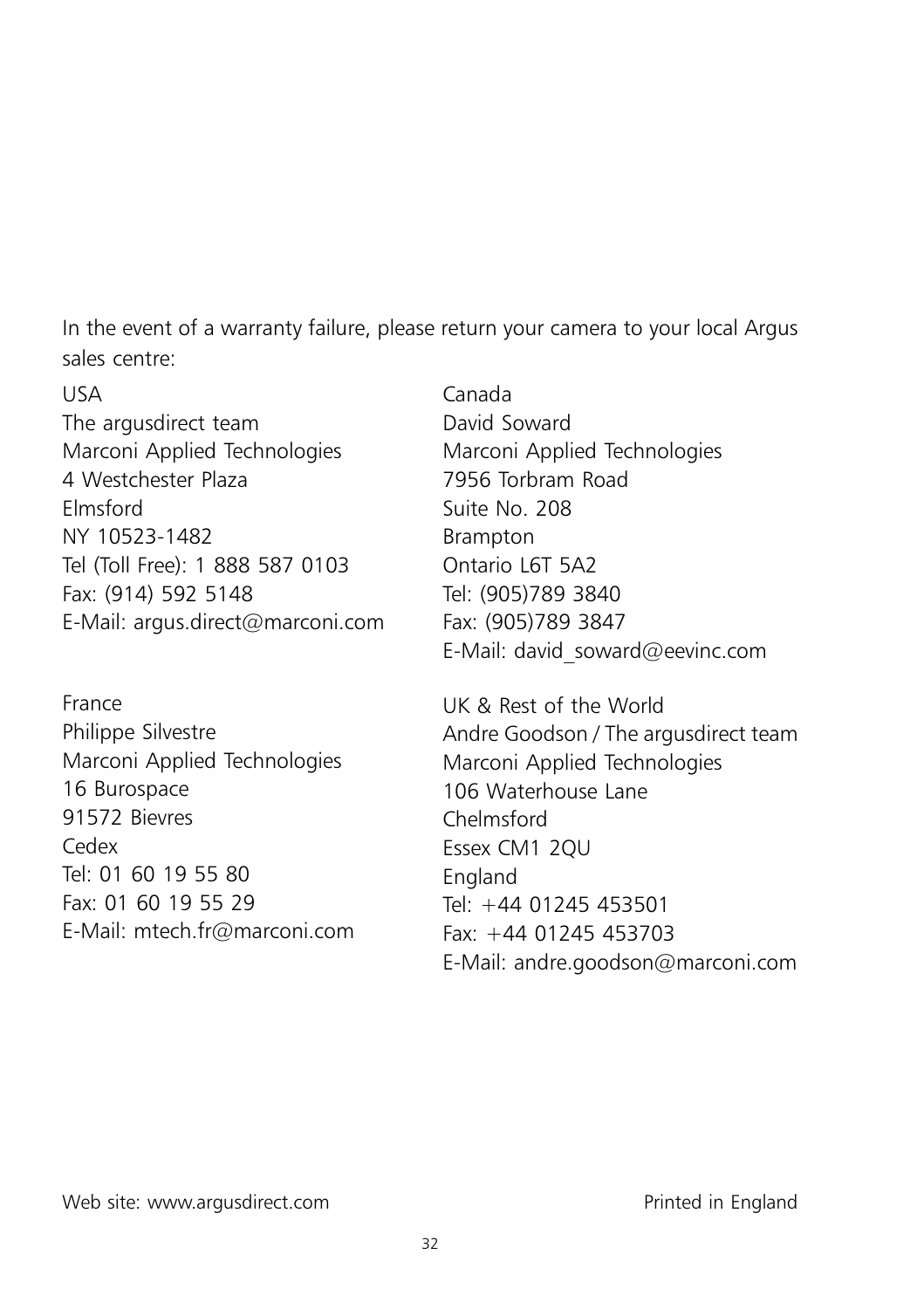In the event of a warranty failure, please return your camera to your local Argus sales centre:

USA
The argusdirect team
Marconi Applied Technologies
4 Westchester Plaza
Elmsford
NY 10523-1482
Tel (Toll Free): 1 888 587 0103
Fax: (914) 592 5148
E-Mail: argus.direct@marconi.com

Canada
David Soward
Marconi Applied Technologies
7956 Torbram Road
Suite No. 208
Brampton
Ontario L6T 5A2
Tel: (905)789 3840
Fax: (905)789 3847
E-Mail: david_soward@eevinc.com

France
Philippe Silvestre
Marconi Applied Technologies
16 Burospace
91572 Bievres
Cedex
Tel: 01 60 19 55 80
Fax: 01 60 19 55 29
E-Mail: mtech.fr@marconi.com

UK & Rest of the World
Andre Goodson / The argusdirect team
Marconi Applied Technologies
106 Waterhouse Lane
Chelmsford
Essex CM1 2QU
England
Tel: +44 01245 453501
Fax: +44 01245 453703
E-Mail: andre.goodson@marconi.com

Web site: www.argusdirect.com

Printed in England